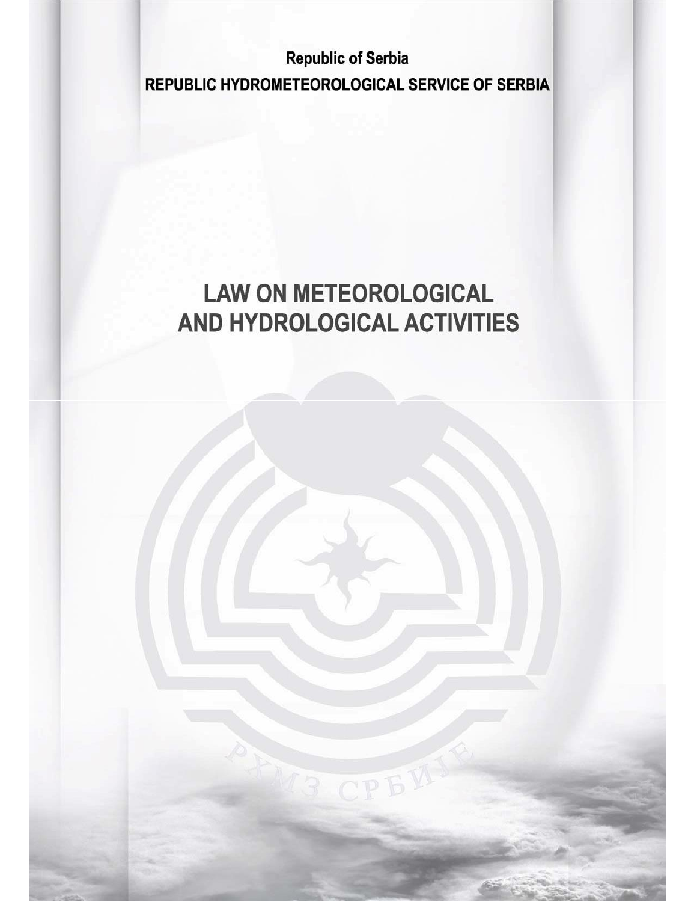Republic of Serbia

REPUBLIC HYDROMETEOROLOGICAL SERVICE OF SERBIA

# LAW ON METEOROLOGICAL AND HYDROLOGICAL ACTIVITIES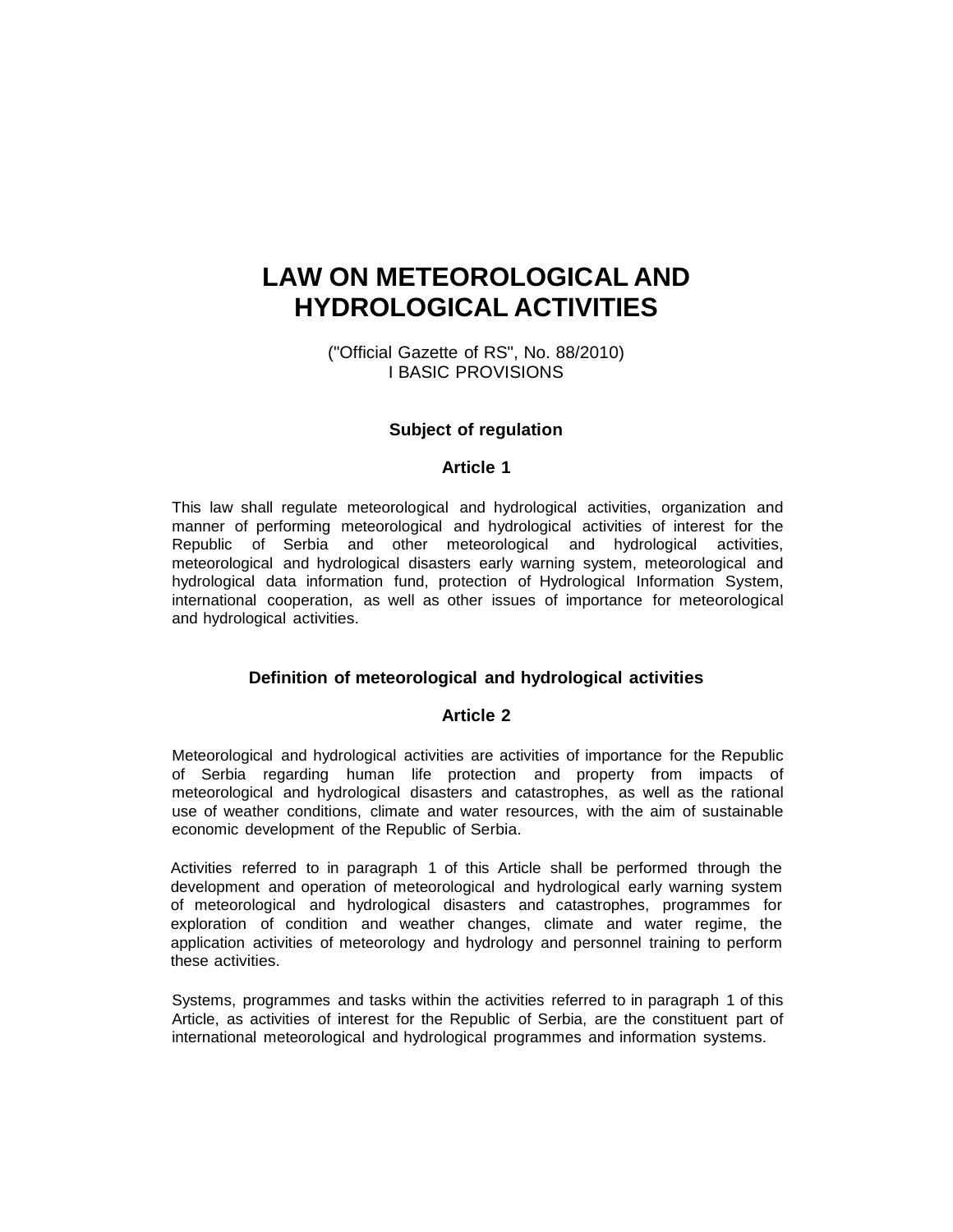# LAW ON METEOROLOGICAL AND HYDROLOGICAL ACTIVITIES

("Official Gazette of RS", No. 88/2010)

I BASIC PROVISIONS

### Subject of regulation

### Article 1

This law shall regulate meteorological and hydrological activities, organization and manner of performing meteorological and hydrological activities of interest for the Republic of Serbia and other meteorological and hydrological activities, meteorological and hydrological disasters early warning system, meteorological and hydrological data information fund, protection of Hydrological Information System, international cooperation, as well as other issues of importance for meteorological and hydrological activities.

### Definition of meteorological and hydrological activities

### Article 2

Meteorological and hydrological activities are activities of importance for the Republic of Serbia regarding human life protection and property from impacts of meteorological and hydrological disasters and catastrophes, as well as the rational use of weather conditions, climate and water resources, with the aim of sustainable economic development of the Republic of Serbia.

Activities referred to in paragraph 1 of this Article shall be performed through the development and operation of meteorological and hydrological early warning system of meteorological and hydrological disasters and catastrophes, programmes for exploration of condition and weather changes, climate and water regime, the application activities of meteorology and hydrology and personnel training to perform these activities.

Systems, programmes and tasks within the activities referred to in paragraph 1 of this Article, as activities of interest for the Republic of Serbia, are the constituent part of international meteorological and hydrological programmes and information systems.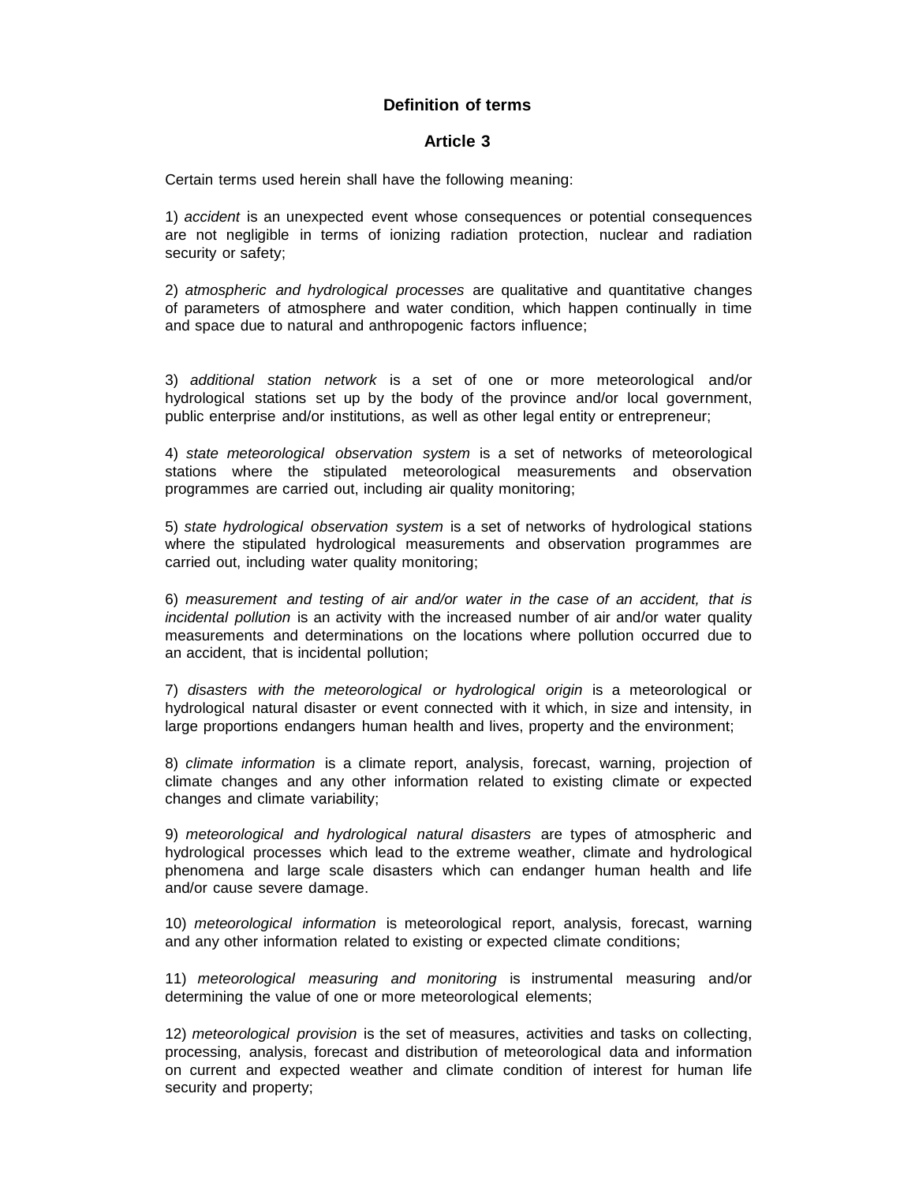## Definition of terms

## Article 3

Certain terms used herein shall have the following meaning:

1) *accident* is an unexpected event whose consequences or potential consequences are not negligible in terms of ionizing radiation protection, nuclear and radiation security or safety;

2) *atmospheric and hydrological processes* are qualitative and quantitative changes of parameters of atmosphere and water condition, which happen continually in time and space due to natural and anthropogenic factors influence;

3) *additional station network* is a set of one or more meteorological and/or hydrological stations set up by the body of the province and/or local government, public enterprise and/or institutions, as well as other legal entity or entrepreneur;

4) *state meteorological observation system* is a set of networks of meteorological stations where the stipulated meteorological measurements and observation programmes are carried out, including air quality monitoring;

5) *state hydrological observation system* is a set of networks of hydrological stations where the stipulated hydrological measurements and observation programmes are carried out, including water quality monitoring;

6) *measurement and testing of air and/or water in the case of an accident, that is incidental pollution* is an activity with the increased number of air and/or water quality measurements and determinations on the locations where pollution occurred due to an accident, that is incidental pollution;

7) *disasters with the meteorological or hydrological origin* is a meteorological or hydrological natural disaster or event connected with it which, in size and intensity, in large proportions endangers human health and lives, property and the environment;

8) *climate information* is a climate report, analysis, forecast, warning, projection of climate changes and any other information related to existing climate or expected changes and climate variability;

9) *meteorological and hydrological natural disasters* are types of atmospheric and hydrological processes which lead to the extreme weather, climate and hydrological phenomena and large scale disasters which can endanger human health and life and/or cause severe damage.

10) *meteorological information* is meteorological report, analysis, forecast, warning and any other information related to existing or expected climate conditions;

11) *meteorological measuring and monitoring* is instrumental measuring and/or determining the value of one or more meteorological elements;

12) *meteorological provision* is the set of measures, activities and tasks on collecting, processing, analysis, forecast and distribution of meteorological data and information on current and expected weather and climate condition of interest for human life security and property;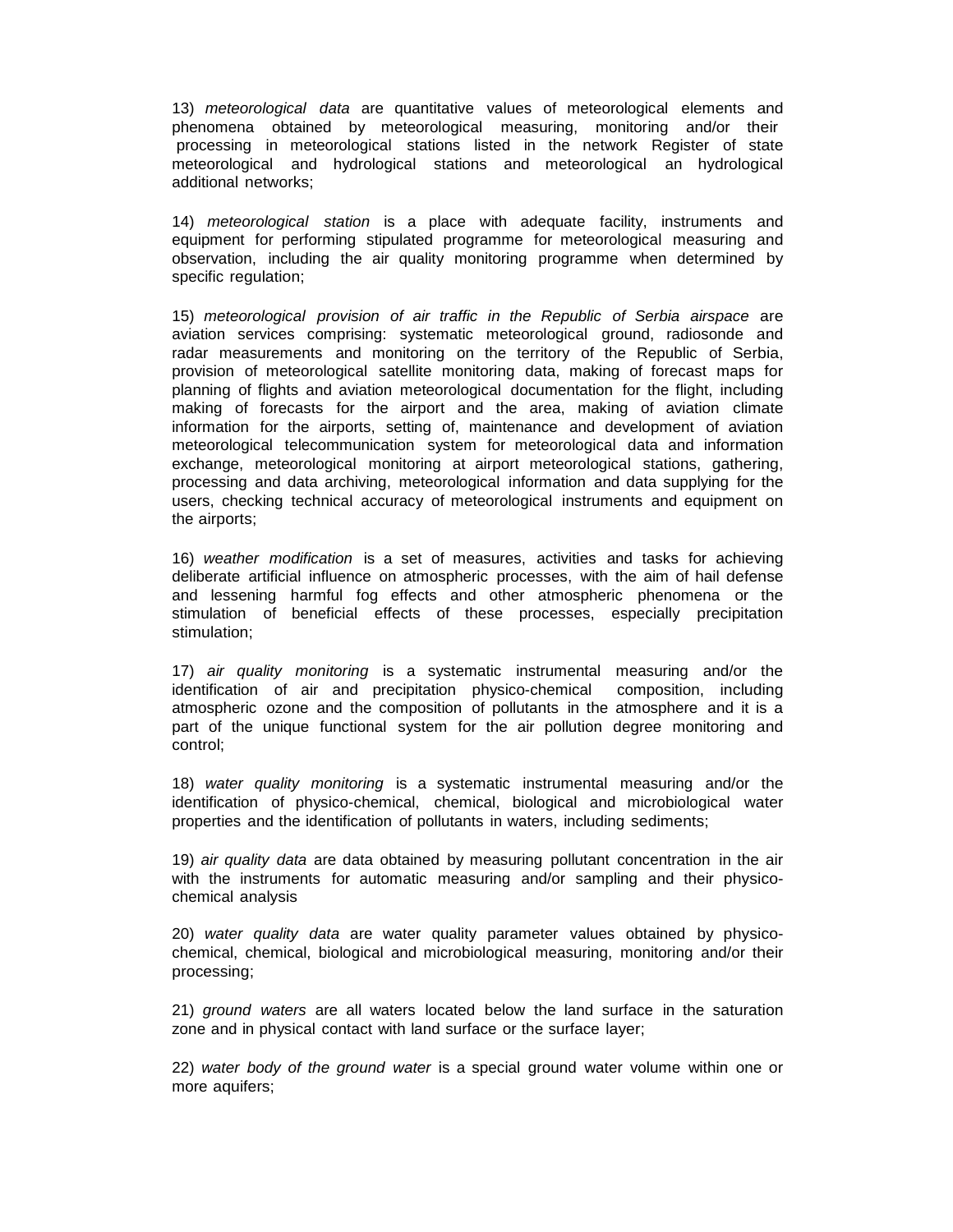13) *meteorological data* are quantitative values of meteorological elements and phenomena obtained by meteorological measuring, monitoring and/or their processing in meteorological stations listed in the network Register of state meteorological and hydrological stations and meteorological an hydrological additional networks;

14) *meteorological station* is a place with adequate facility, instruments and equipment for performing stipulated programme for meteorological measuring and observation, including the air quality monitoring programme when determined by specific regulation;

15) *meteorological provision of air traffic in the Republic of Serbia airspace* are aviation services comprising: systematic meteorological ground, radiosonde and radar measurements and monitoring on the territory of the Republic of Serbia, provision of meteorological satellite monitoring data, making of forecast maps for planning of flights and aviation meteorological documentation for the flight, including making of forecasts for the airport and the area, making of aviation climate information for the airports, setting of, maintenance and development of aviation meteorological telecommunication system for meteorological data and information exchange, meteorological monitoring at airport meteorological stations, gathering, processing and data archiving, meteorological information and data supplying for the users, checking technical accuracy of meteorological instruments and equipment on the airports;

16) *weather modification* is a set of measures, activities and tasks for achieving deliberate artificial influence on atmospheric processes, with the aim of hail defense and lessening harmful fog effects and other atmospheric phenomena or the stimulation of beneficial effects of these processes, especially precipitation stimulation;

17) *air quality monitoring* is a systematic instrumental measuring and/or the identification of air and precipitation physico-chemical composition, including atmospheric ozone and the composition of pollutants in the atmosphere and it is a part of the unique functional system for the air pollution degree monitoring and control;

18) *water quality monitoring* is a systematic instrumental measuring and/or the identification of physico-chemical, chemical, biological and microbiological water properties and the identification of pollutants in waters, including sediments;

19) *air quality data* are data obtained by measuring pollutant concentration in the air with the instruments for automatic measuring and/or sampling and their physico-chemical analysis

20) *water quality data* are water quality parameter values obtained by physico-chemical, chemical, biological and microbiological measuring, monitoring and/or their processing;

21) *ground waters* are all waters located below the land surface in the saturation zone and in physical contact with land surface or the surface layer;

22) *water body of the ground water* is a special ground water volume within one or more aquifers;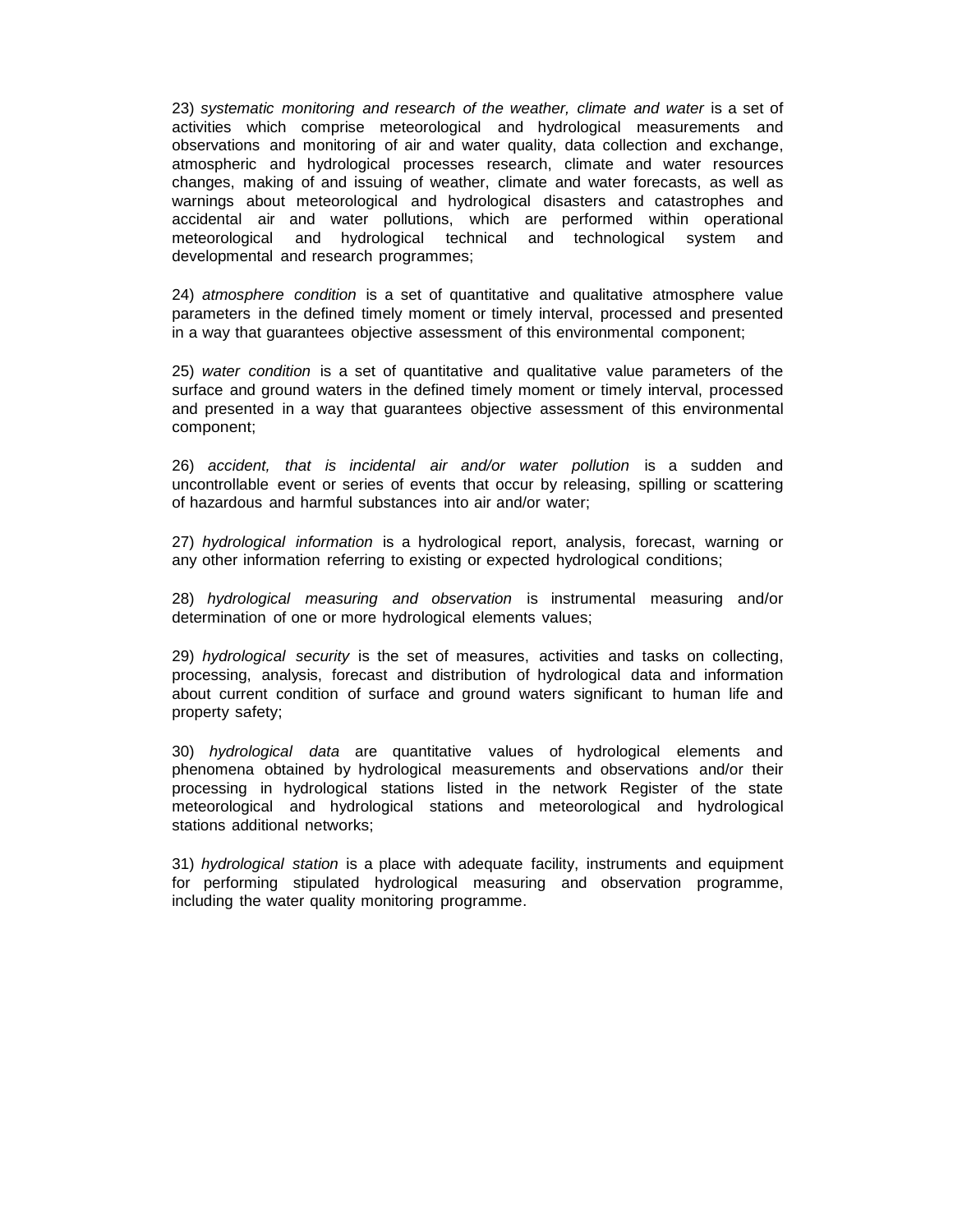23) *systematic monitoring and research of the weather, climate and water* is a set of activities which comprise meteorological and hydrological measurements and observations and monitoring of air and water quality, data collection and exchange, atmospheric and hydrological processes research, climate and water resources changes, making of and issuing of weather, climate and water forecasts, as well as warnings about meteorological and hydrological disasters and catastrophes and accidental air and water pollutions, which are performed within operational meteorological and hydrological technical and technological system and developmental and research programmes;

24) *atmosphere condition* is a set of quantitative and qualitative atmosphere value parameters in the defined timely moment or timely interval, processed and presented in a way that guarantees objective assessment of this environmental component;

25) *water condition* is a set of quantitative and qualitative value parameters of the surface and ground waters in the defined timely moment or timely interval, processed and presented in a way that guarantees objective assessment of this environmental component;

26) *accident, that is incidental air and/or water pollution* is a sudden and uncontrollable event or series of events that occur by releasing, spilling or scattering of hazardous and harmful substances into air and/or water;

27) *hydrological information* is a hydrological report, analysis, forecast, warning or any other information referring to existing or expected hydrological conditions;

28) *hydrological measuring and observation* is instrumental measuring and/or determination of one or more hydrological elements values;

29) *hydrological security* is the set of measures, activities and tasks on collecting, processing, analysis, forecast and distribution of hydrological data and information about current condition of surface and ground waters significant to human life and property safety;

30) *hydrological data* are quantitative values of hydrological elements and phenomena obtained by hydrological measurements and observations and/or their processing in hydrological stations listed in the network Register of the state meteorological and hydrological stations and meteorological and hydrological stations additional networks;

31) *hydrological station* is a place with adequate facility, instruments and equipment for performing stipulated hydrological measuring and observation programme, including the water quality monitoring programme.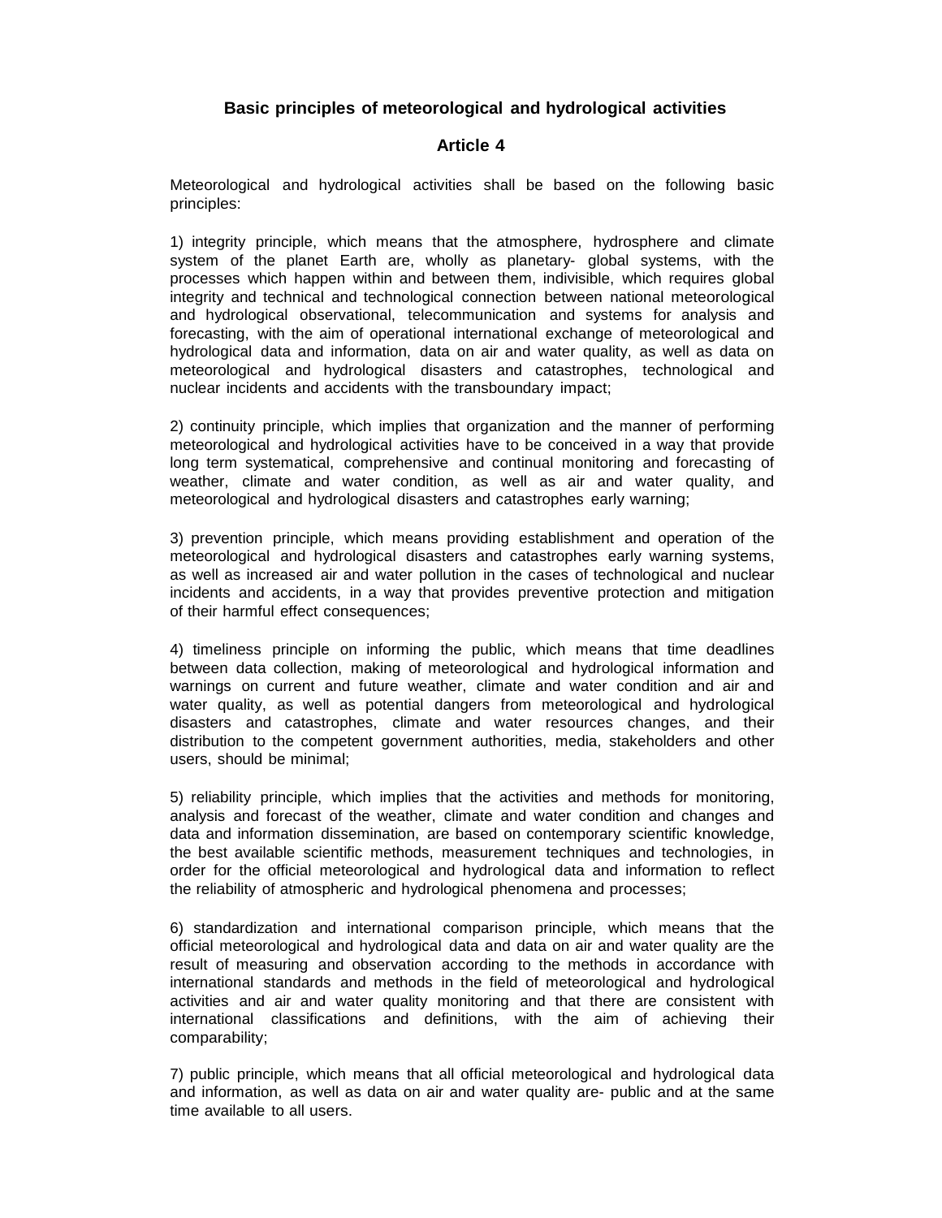## Basic principles of meteorological and hydrological activities

### Article 4

Meteorological and hydrological activities shall be based on the following basic principles:

1) integrity principle, which means that the atmosphere, hydrosphere and climate system of the planet Earth are, wholly as planetary- global systems, with the processes which happen within and between them, indivisible, which requires global integrity and technical and technological connection between national meteorological and hydrological observational, telecommunication and systems for analysis and forecasting, with the aim of operational international exchange of meteorological and hydrological data and information, data on air and water quality, as well as data on meteorological and hydrological disasters and catastrophes, technological and nuclear incidents and accidents with the transboundary impact;

2) continuity principle, which implies that organization and the manner of performing meteorological and hydrological activities have to be conceived in a way that provide long term systematical, comprehensive and continual monitoring and forecasting of weather, climate and water condition, as well as air and water quality, and meteorological and hydrological disasters and catastrophes early warning;

3) prevention principle, which means providing establishment and operation of the meteorological and hydrological disasters and catastrophes early warning systems, as well as increased air and water pollution in the cases of technological and nuclear incidents and accidents, in a way that provides preventive protection and mitigation of their harmful effect consequences;

4) timeliness principle on informing the public, which means that time deadlines between data collection, making of meteorological and hydrological information and warnings on current and future weather, climate and water condition and air and water quality, as well as potential dangers from meteorological and hydrological disasters and catastrophes, climate and water resources changes, and their distribution to the competent government authorities, media, stakeholders and other users, should be minimal;

5) reliability principle, which implies that the activities and methods for monitoring, analysis and forecast of the weather, climate and water condition and changes and data and information dissemination, are based on contemporary scientific knowledge, the best available scientific methods, measurement techniques and technologies, in order for the official meteorological and hydrological data and information to reflect the reliability of atmospheric and hydrological phenomena and processes;

6) standardization and international comparison principle, which means that the official meteorological and hydrological data and data on air and water quality are the result of measuring and observation according to the methods in accordance with international standards and methods in the field of meteorological and hydrological activities and air and water quality monitoring and that there are consistent with international classifications and definitions, with the aim of achieving their comparability;

7) public principle, which means that all official meteorological and hydrological data and information, as well as data on air and water quality are- public and at the same time available to all users.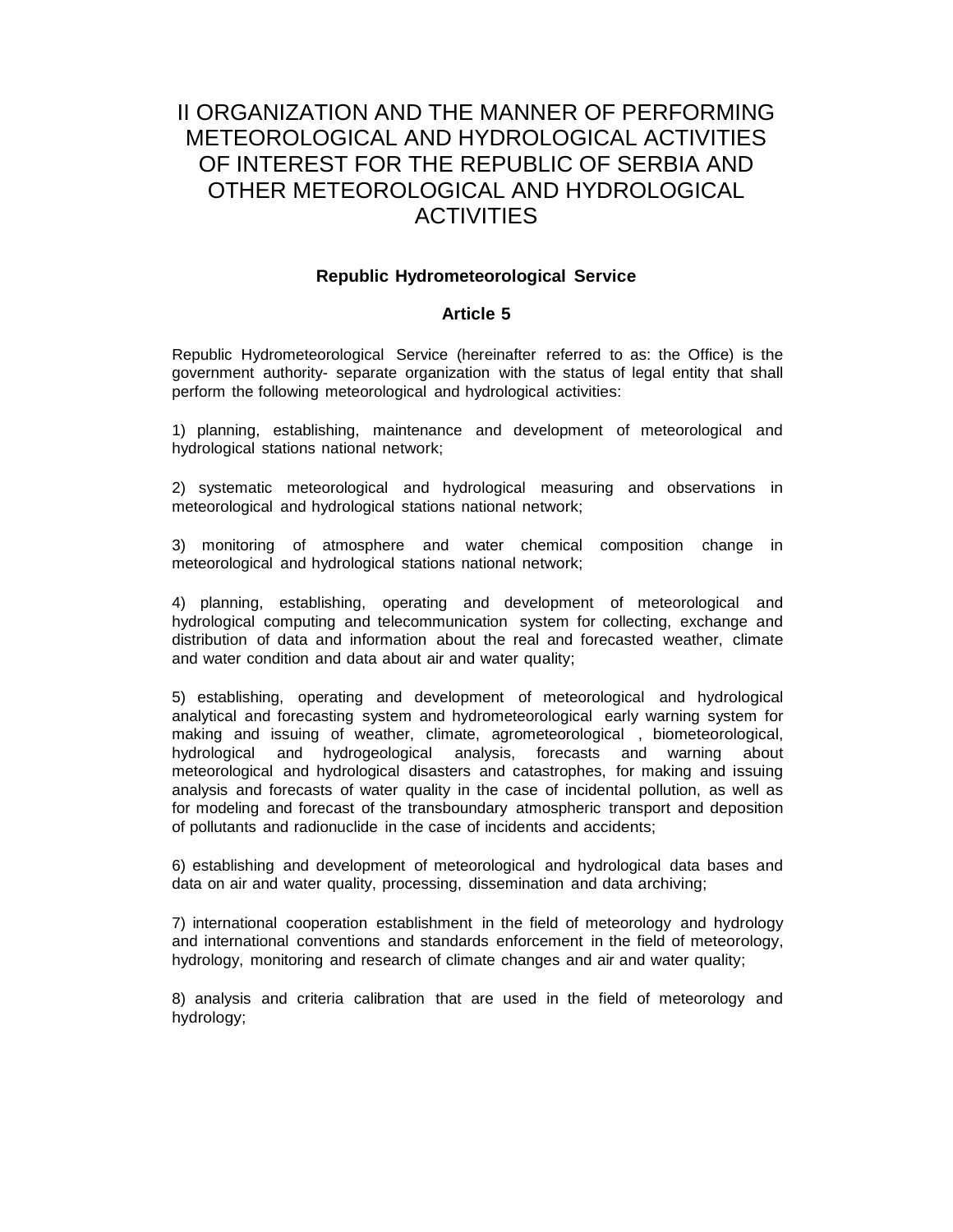# II ORGANIZATION AND THE MANNER OF PERFORMING METEOROLOGICAL AND HYDROLOGICAL ACTIVITIES OF INTEREST FOR THE REPUBLIC OF SERBIA AND OTHER METEOROLOGICAL AND HYDROLOGICAL ACTIVITIES

### Republic Hydrometeorological Service

### Article 5

Republic Hydrometeorological Service (hereinafter referred to as: the Office) is the government authority- separate organization with the status of legal entity that shall perform the following meteorological and hydrological activities:

1) planning, establishing, maintenance and development of meteorological and hydrological stations national network;

2) systematic meteorological and hydrological measuring and observations in meteorological and hydrological stations national network;

3) monitoring of atmosphere and water chemical composition change in meteorological and hydrological stations national network;

4) planning, establishing, operating and development of meteorological and hydrological computing and telecommunication system for collecting, exchange and distribution of data and information about the real and forecasted weather, climate and water condition and data about air and water quality;

5) establishing, operating and development of meteorological and hydrological analytical and forecasting system and hydrometeorological early warning system for making and issuing of weather, climate, agrometeorological , biometeorological, hydrological and hydrogeological analysis, forecasts and warning about meteorological and hydrological disasters and catastrophes, for making and issuing analysis and forecasts of water quality in the case of incidental pollution, as well as for modeling and forecast of the transboundary atmospheric transport and deposition of pollutants and radionuclide in the case of incidents and accidents;

6) establishing and development of meteorological and hydrological data bases and data on air and water quality, processing, dissemination and data archiving;

7) international cooperation establishment in the field of meteorology and hydrology and international conventions and standards enforcement in the field of meteorology, hydrology, monitoring and research of climate changes and air and water quality;

8) analysis and criteria calibration that are used in the field of meteorology and hydrology;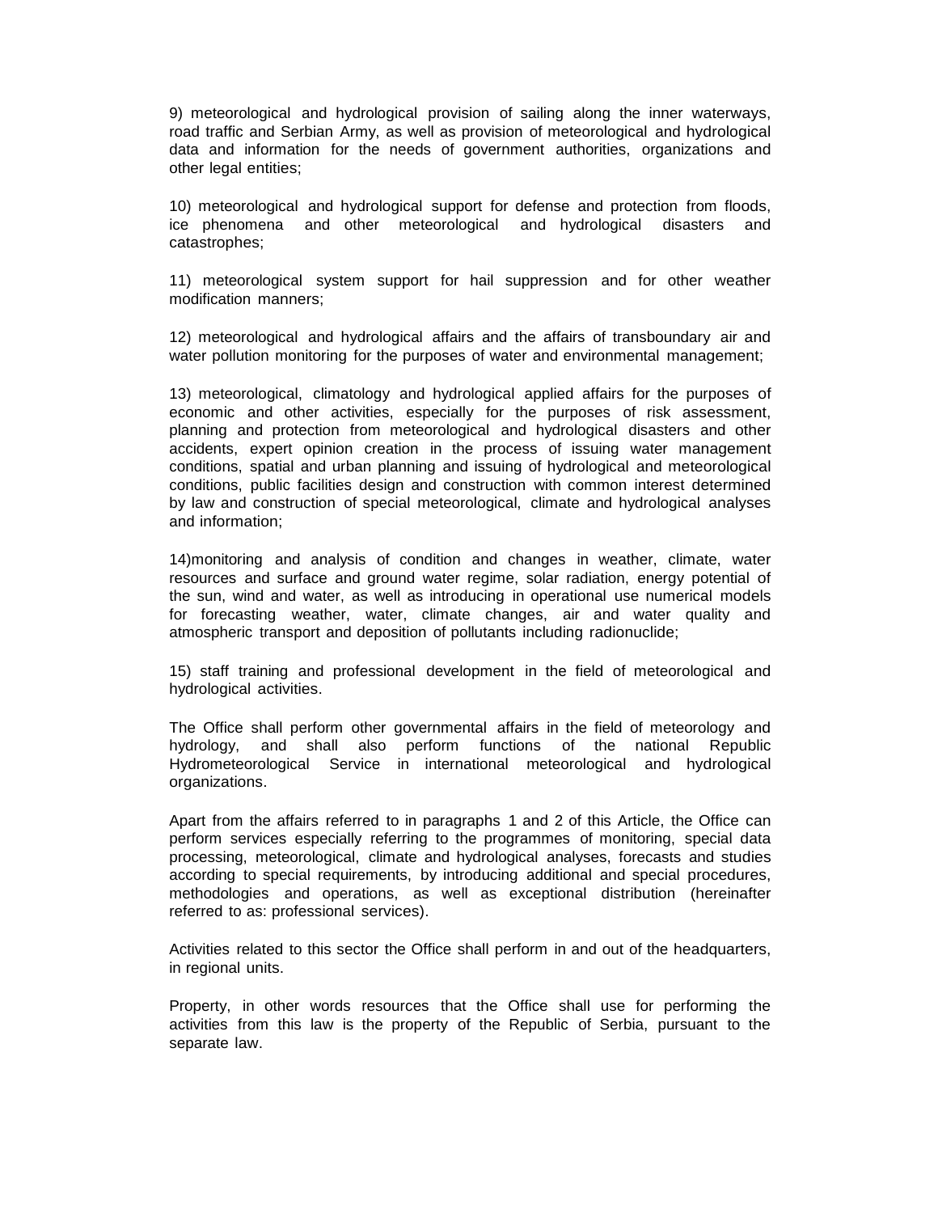9) meteorological and hydrological provision of sailing along the inner waterways, road traffic and Serbian Army, as well as provision of meteorological and hydrological data and information for the needs of government authorities, organizations and other legal entities;

10) meteorological and hydrological support for defense and protection from floods, ice phenomena and other meteorological and hydrological disasters and catastrophes;

11) meteorological system support for hail suppression and for other weather modification manners;

12) meteorological and hydrological affairs and the affairs of transboundary air and water pollution monitoring for the purposes of water and environmental management;

13) meteorological, climatology and hydrological applied affairs for the purposes of economic and other activities, especially for the purposes of risk assessment, planning and protection from meteorological and hydrological disasters and other accidents, expert opinion creation in the process of issuing water management conditions, spatial and urban planning and issuing of hydrological and meteorological conditions, public facilities design and construction with common interest determined by law and construction of special meteorological, climate and hydrological analyses and information;

14)monitoring and analysis of condition and changes in weather, climate, water resources and surface and ground water regime, solar radiation, energy potential of the sun, wind and water, as well as introducing in operational use numerical models for forecasting weather, water, climate changes, air and water quality and atmospheric transport and deposition of pollutants including radionuclide;

15) staff training and professional development in the field of meteorological and hydrological activities.

The Office shall perform other governmental affairs in the field of meteorology and hydrology, and shall also perform functions of the national Republic Hydrometeorological Service in international meteorological and hydrological organizations.

Apart from the affairs referred to in paragraphs 1 and 2 of this Article, the Office can perform services especially referring to the programmes of monitoring, special data processing, meteorological, climate and hydrological analyses, forecasts and studies according to special requirements, by introducing additional and special procedures, methodologies and operations, as well as exceptional distribution (hereinafter referred to as: professional services).

Activities related to this sector the Office shall perform in and out of the headquarters, in regional units.

Property, in other words resources that the Office shall use for performing the activities from this law is the property of the Republic of Serbia, pursuant to the separate law.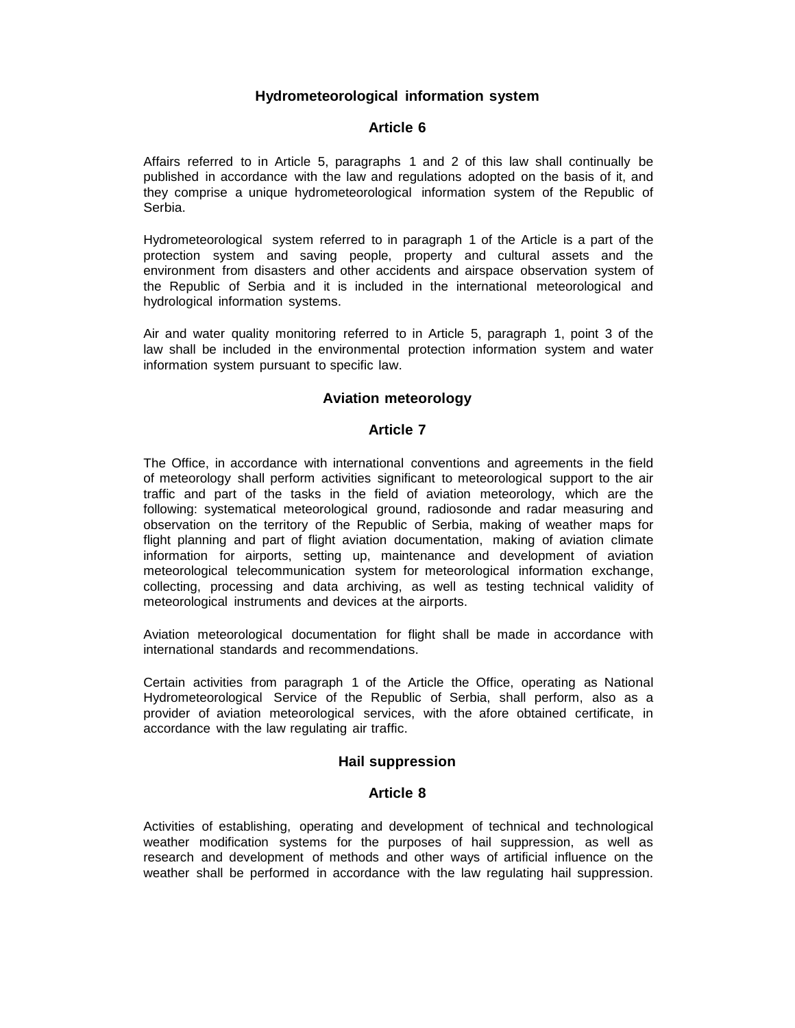### Hydrometeorological information system

### Article 6

Affairs referred to in Article 5, paragraphs 1 and 2 of this law shall continually be published in accordance with the law and regulations adopted on the basis of it, and they comprise a unique hydrometeorological information system of the Republic of Serbia.

Hydrometeorological system referred to in paragraph 1 of the Article is a part of the protection system and saving people, property and cultural assets and the environment from disasters and other accidents and airspace observation system of the Republic of Serbia and it is included in the international meteorological and hydrological information systems.

Air and water quality monitoring referred to in Article 5, paragraph 1, point 3 of the law shall be included in the environmental protection information system and water information system pursuant to specific law.

### Aviation meteorology

### Article 7

The Office, in accordance with international conventions and agreements in the field of meteorology shall perform activities significant to meteorological support to the air traffic and part of the tasks in the field of aviation meteorology, which are the following: systematical meteorological ground, radiosonde and radar measuring and observation on the territory of the Republic of Serbia, making of weather maps for flight planning and part of flight aviation documentation, making of aviation climate information for airports, setting up, maintenance and development of aviation meteorological telecommunication system for meteorological information exchange, collecting, processing and data archiving, as well as testing technical validity of meteorological instruments and devices at the airports.

Aviation meteorological documentation for flight shall be made in accordance with international standards and recommendations.

Certain activities from paragraph 1 of the Article the Office, operating as National Hydrometeorological Service of the Republic of Serbia, shall perform, also as a provider of aviation meteorological services, with the afore obtained certificate, in accordance with the law regulating air traffic.

### Hail suppression

### Article 8

Activities of establishing, operating and development of technical and technological weather modification systems for the purposes of hail suppression, as well as research and development of methods and other ways of artificial influence on the weather shall be performed in accordance with the law regulating hail suppression.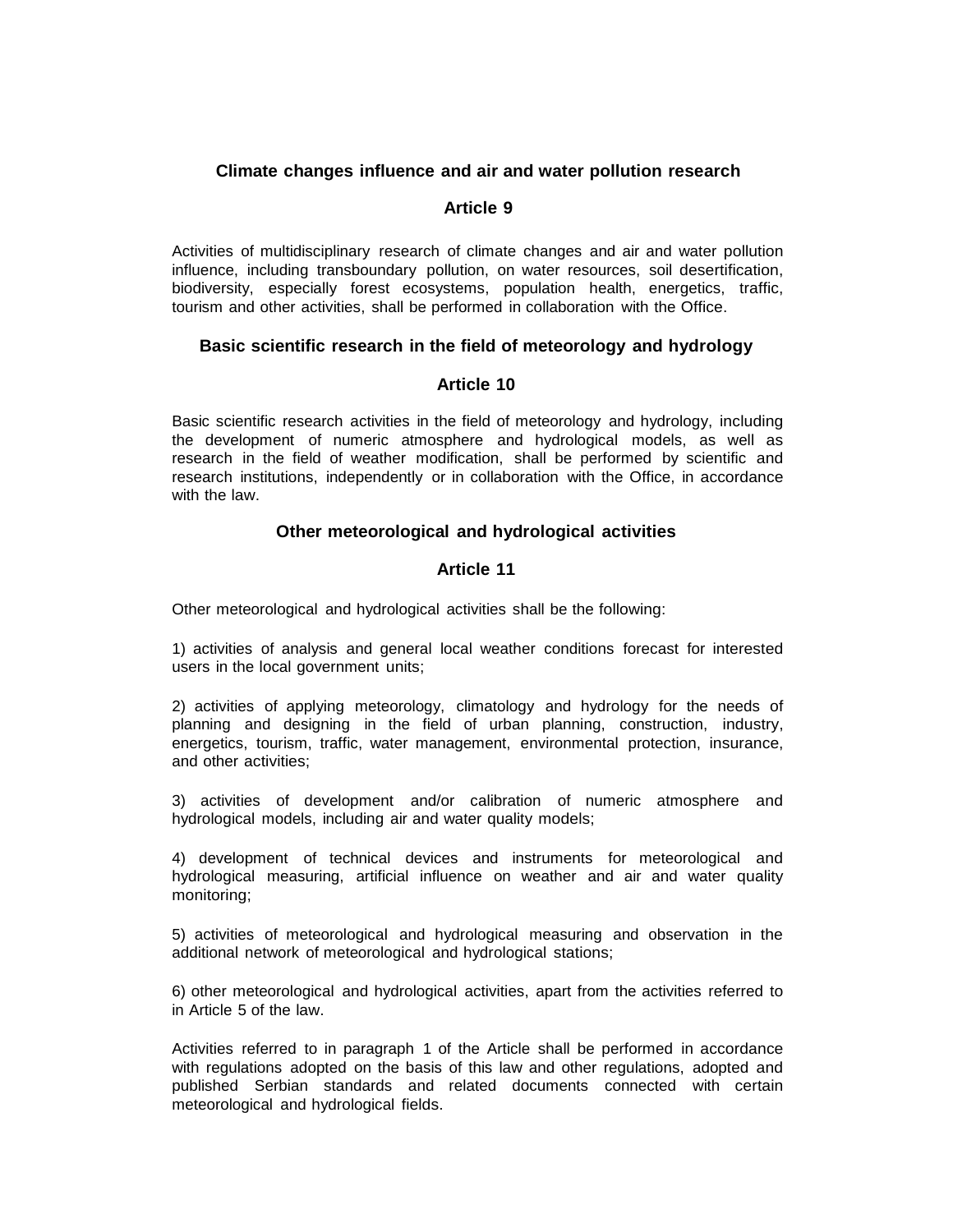### Climate changes influence and air and water pollution research

### Article 9

Activities of multidisciplinary research of climate changes and air and water pollution influence, including transboundary pollution, on water resources, soil desertification, biodiversity, especially forest ecosystems, population health, energetics, traffic, tourism and other activities, shall be performed in collaboration with the Office.

### Basic scientific research in the field of meteorology and hydrology

### Article 10

Basic scientific research activities in the field of meteorology and hydrology, including the development of numeric atmosphere and hydrological models, as well as research in the field of weather modification, shall be performed by scientific and research institutions, independently or in collaboration with the Office, in accordance with the law.

### Other meteorological and hydrological activities

### Article 11

Other meteorological and hydrological activities shall be the following:

1) activities of analysis and general local weather conditions forecast for interested users in the local government units;

2) activities of applying meteorology, climatology and hydrology for the needs of planning and designing in the field of urban planning, construction, industry, energetics, tourism, traffic, water management, environmental protection, insurance, and other activities;

3) activities of development and/or calibration of numeric atmosphere and hydrological models, including air and water quality models;

4) development of technical devices and instruments for meteorological and hydrological measuring, artificial influence on weather and air and water quality monitoring;

5) activities of meteorological and hydrological measuring and observation in the additional network of meteorological and hydrological stations;

6) other meteorological and hydrological activities, apart from the activities referred to in Article 5 of the law.

Activities referred to in paragraph 1 of the Article shall be performed in accordance with regulations adopted on the basis of this law and other regulations, adopted and published Serbian standards and related documents connected with certain meteorological and hydrological fields.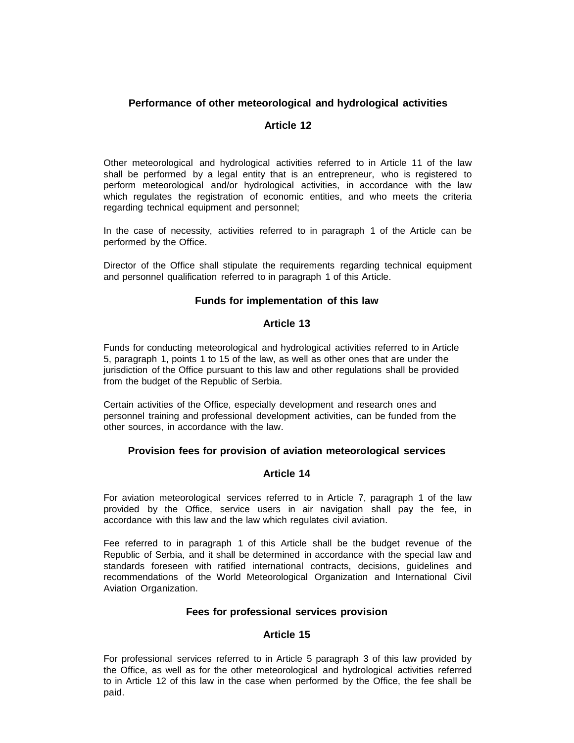### Performance of other meteorological and hydrological activities

### Article 12

Other meteorological and hydrological activities referred to in Article 11 of the law shall be performed by a legal entity that is an entrepreneur, who is registered to perform meteorological and/or hydrological activities, in accordance with the law which regulates the registration of economic entities, and who meets the criteria regarding technical equipment and personnel;

In the case of necessity, activities referred to in paragraph 1 of the Article can be performed by the Office.

Director of the Office shall stipulate the requirements regarding technical equipment and personnel qualification referred to in paragraph 1 of this Article.

### Funds for implementation of this law

### Article 13

Funds for conducting meteorological and hydrological activities referred to in Article 5, paragraph 1, points 1 to 15 of the law, as well as other ones that are under the jurisdiction of the Office pursuant to this law and other regulations shall be provided from the budget of the Republic of Serbia.

Certain activities of the Office, especially development and research ones and personnel training and professional development activities, can be funded from the other sources, in accordance with the law.

### Provision fees for provision of aviation meteorological services

### Article 14

For aviation meteorological services referred to in Article 7, paragraph 1 of the law provided by the Office, service users in air navigation shall pay the fee, in accordance with this law and the law which regulates civil aviation.

Fee referred to in paragraph 1 of this Article shall be the budget revenue of the Republic of Serbia, and it shall be determined in accordance with the special law and standards foreseen with ratified international contracts, decisions, guidelines and recommendations of the World Meteorological Organization and International Civil Aviation Organization.

### Fees for professional services provision

### Article 15

For professional services referred to in Article 5 paragraph 3 of this law provided by the Office, as well as for the other meteorological and hydrological activities referred to in Article 12 of this law in the case when performed by the Office, the fee shall be paid.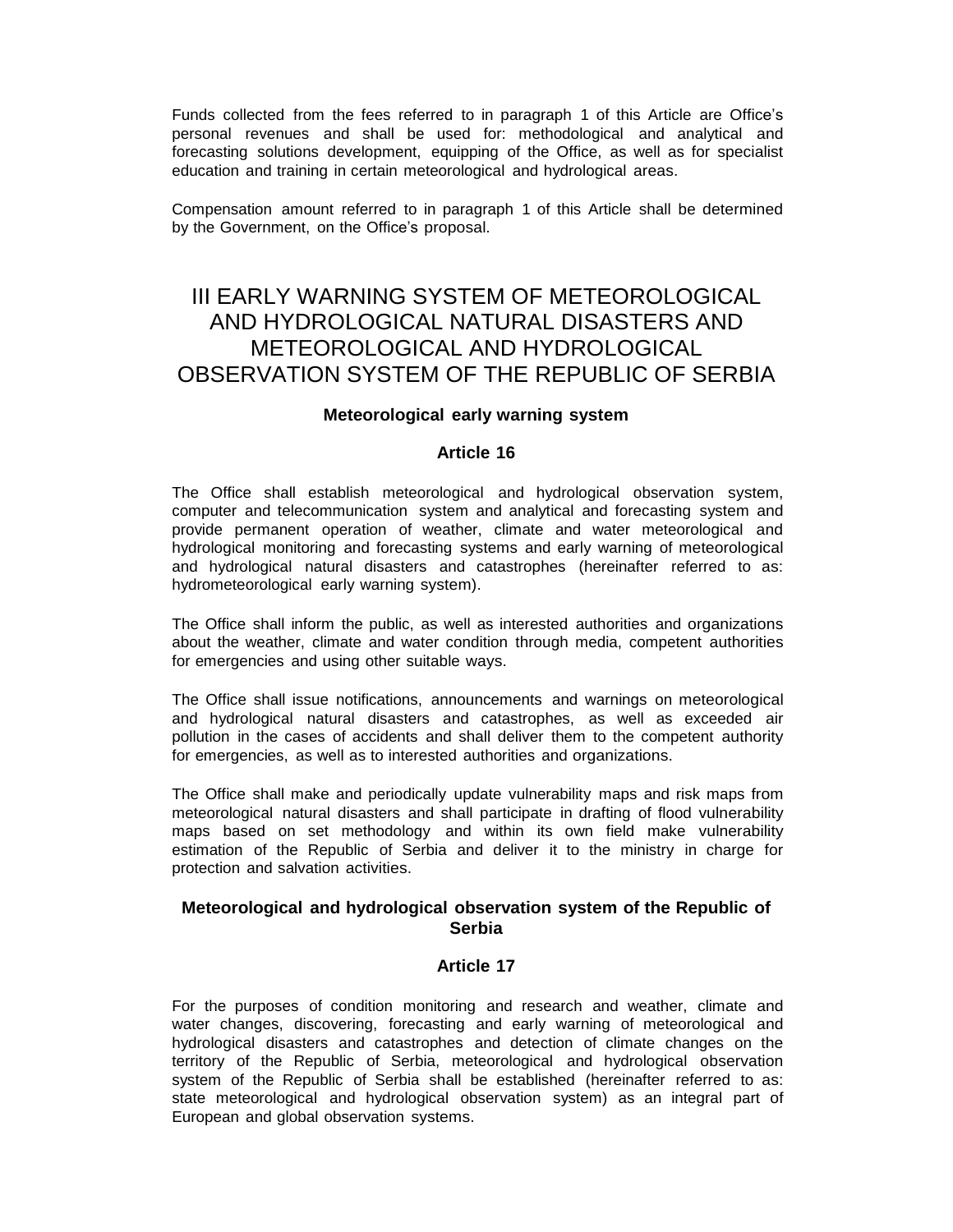Funds collected from the fees referred to in paragraph 1 of this Article are Office's personal revenues and shall be used for: methodological and analytical and forecasting solutions development, equipping of the Office, as well as for specialist education and training in certain meteorological and hydrological areas.

Compensation amount referred to in paragraph 1 of this Article shall be determined by the Government, on the Office's proposal.

# III EARLY WARNING SYSTEM OF METEOROLOGICAL AND HYDROLOGICAL NATURAL DISASTERS AND METEOROLOGICAL AND HYDROLOGICAL OBSERVATION SYSTEM OF THE REPUBLIC OF SERBIA

**Meteorological early warning system**

**Article 16**

The Office shall establish meteorological and hydrological observation system, computer and telecommunication system and analytical and forecasting system and provide permanent operation of weather, climate and water meteorological and hydrological monitoring and forecasting systems and early warning of meteorological and hydrological natural disasters and catastrophes (hereinafter referred to as: hydrometeorological early warning system).

The Office shall inform the public, as well as interested authorities and organizations about the weather, climate and water condition through media, competent authorities for emergencies and using other suitable ways.

The Office shall issue notifications, announcements and warnings on meteorological and hydrological natural disasters and catastrophes, as well as exceeded air pollution in the cases of accidents and shall deliver them to the competent authority for emergencies, as well as to interested authorities and organizations.

The Office shall make and periodically update vulnerability maps and risk maps from meteorological natural disasters and shall participate in drafting of flood vulnerability maps based on set methodology and within its own field make vulnerability estimation of the Republic of Serbia and deliver it to the ministry in charge for protection and salvation activities.

**Meteorological and hydrological observation system of the Republic of Serbia**

**Article 17**

For the purposes of condition monitoring and research and weather, climate and water changes, discovering, forecasting and early warning of meteorological and hydrological disasters and catastrophes and detection of climate changes on the territory of the Republic of Serbia, meteorological and hydrological observation system of the Republic of Serbia shall be established (hereinafter referred to as: state meteorological and hydrological observation system) as an integral part of European and global observation systems.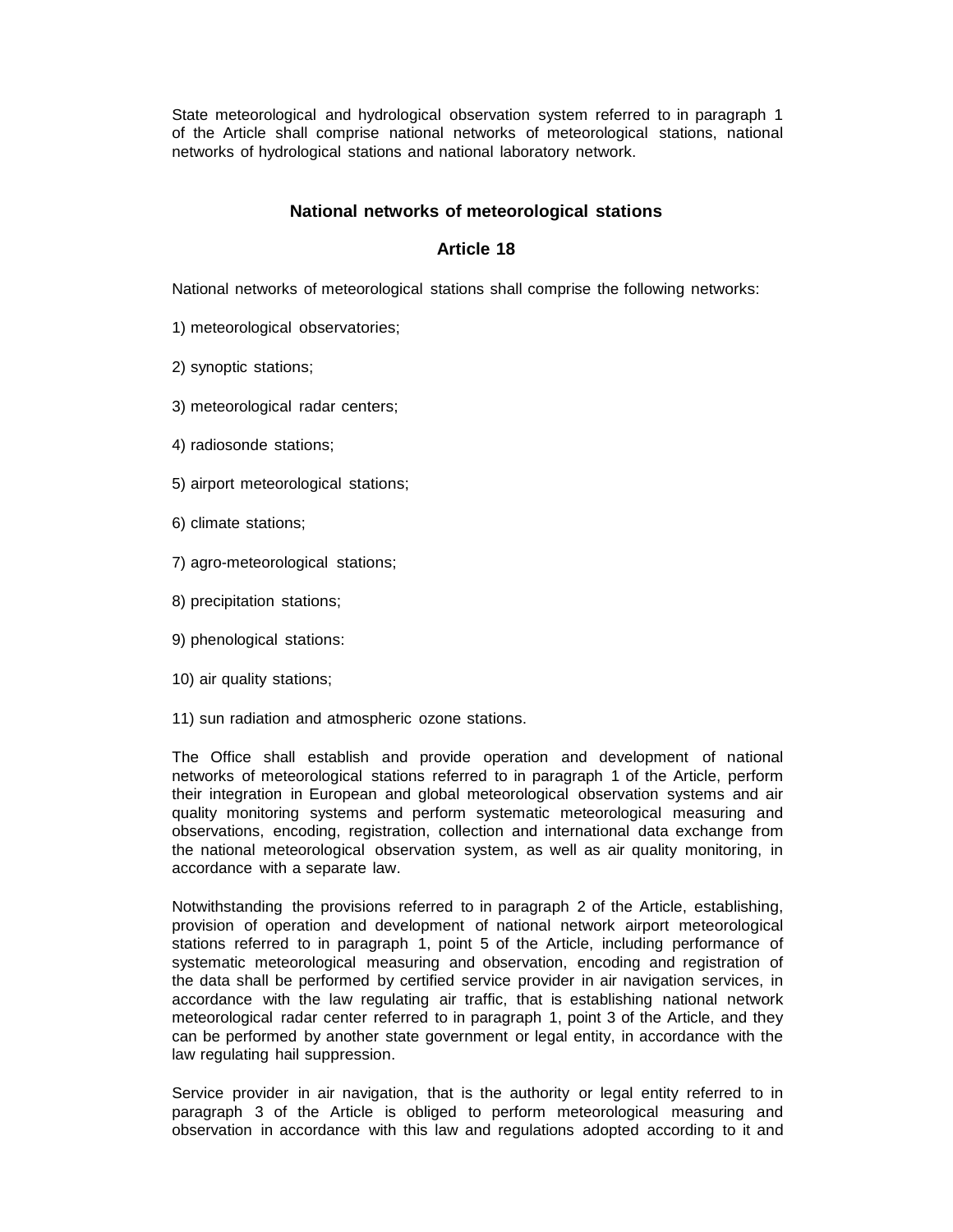State meteorological and hydrological observation system referred to in paragraph 1 of the Article shall comprise national networks of meteorological stations, national networks of hydrological stations and national laboratory network.

### National networks of meteorological stations

### Article 18

National networks of meteorological stations shall comprise the following networks:

1) meteorological observatories;

2) synoptic stations;

3) meteorological radar centers;

4) radiosonde stations;

5) airport meteorological stations;

6) climate stations;

7) agro-meteorological stations;

8) precipitation stations;

9) phenological stations:

10) air quality stations;

11) sun radiation and atmospheric ozone stations.

The Office shall establish and provide operation and development of national networks of meteorological stations referred to in paragraph 1 of the Article, perform their integration in European and global meteorological observation systems and air quality monitoring systems and perform systematic meteorological measuring and observations, encoding, registration, collection and international data exchange from the national meteorological observation system, as well as air quality monitoring, in accordance with a separate law.

Notwithstanding the provisions referred to in paragraph 2 of the Article, establishing, provision of operation and development of national network airport meteorological stations referred to in paragraph 1, point 5 of the Article, including performance of systematic meteorological measuring and observation, encoding and registration of the data shall be performed by certified service provider in air navigation services, in accordance with the law regulating air traffic, that is establishing national network meteorological radar center referred to in paragraph 1, point 3 of the Article, and they can be performed by another state government or legal entity, in accordance with the law regulating hail suppression.

Service provider in air navigation, that is the authority or legal entity referred to in paragraph 3 of the Article is obliged to perform meteorological measuring and observation in accordance with this law and regulations adopted according to it and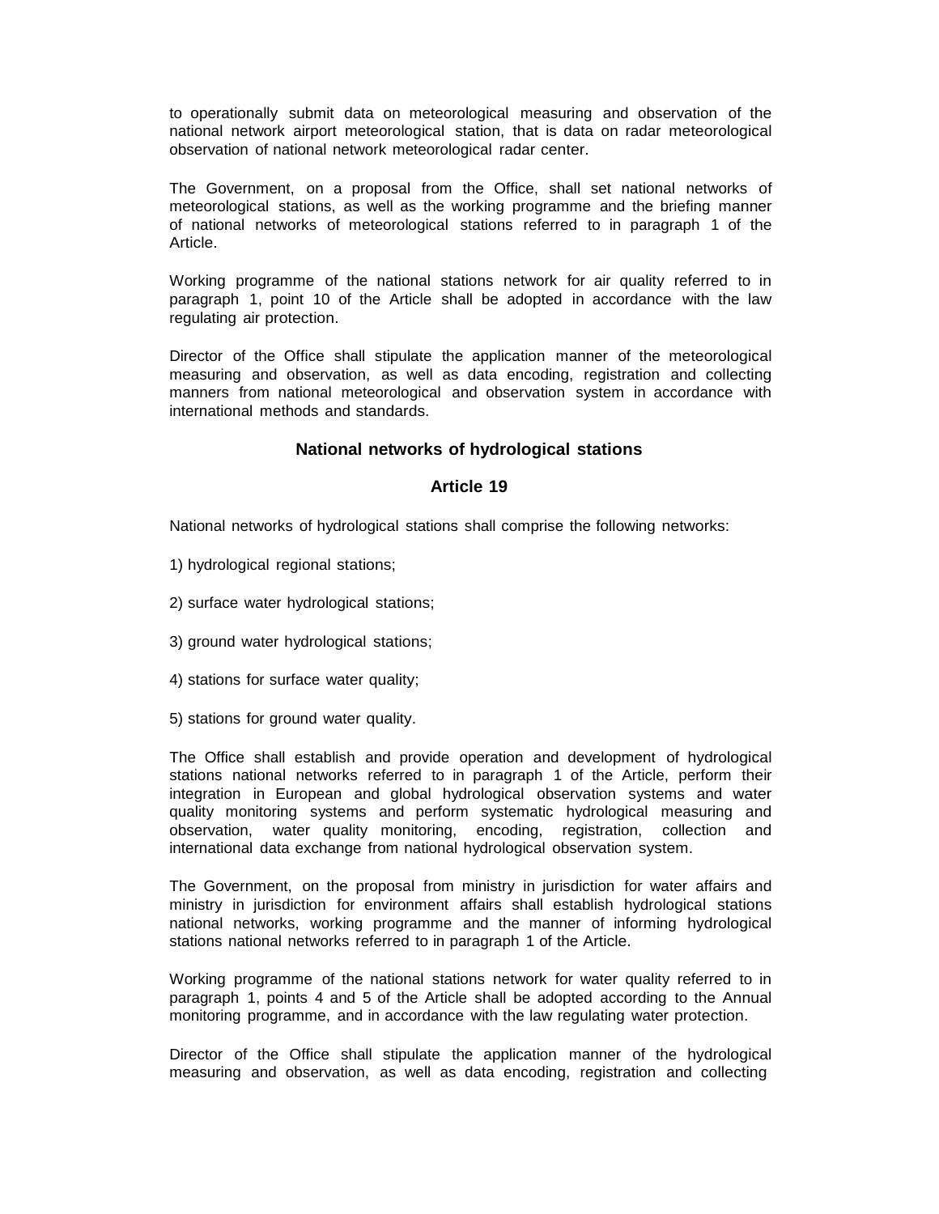to operationally submit data on meteorological measuring and observation of the national network airport meteorological station, that is data on radar meteorological observation of national network meteorological radar center.

The Government, on a proposal from the Office, shall set national networks of meteorological stations, as well as the working programme and the briefing manner of national networks of meteorological stations referred to in paragraph 1 of the Article.

Working programme of the national stations network for air quality referred to in paragraph 1, point 10 of the Article shall be adopted in accordance with the law regulating air protection.

Director of the Office shall stipulate the application manner of the meteorological measuring and observation, as well as data encoding, registration and collecting manners from national meteorological and observation system in accordance with international methods and standards.

### National networks of hydrological stations

### Article 19

National networks of hydrological stations shall comprise the following networks:

1) hydrological regional stations;

2) surface water hydrological stations;

3) ground water hydrological stations;

4) stations for surface water quality;

5) stations for ground water quality.

The Office shall establish and provide operation and development of hydrological stations national networks referred to in paragraph 1 of the Article, perform their integration in European and global hydrological observation systems and water quality monitoring systems and perform systematic hydrological measuring and observation, water quality monitoring, encoding, registration, collection and international data exchange from national hydrological observation system.

The Government, on the proposal from ministry in jurisdiction for water affairs and ministry in jurisdiction for environment affairs shall establish hydrological stations national networks, working programme and the manner of informing hydrological stations national networks referred to in paragraph 1 of the Article.

Working programme of the national stations network for water quality referred to in paragraph 1, points 4 and 5 of the Article shall be adopted according to the Annual monitoring programme, and in accordance with the law regulating water protection.

Director of the Office shall stipulate the application manner of the hydrological measuring and observation, as well as data encoding, registration and collecting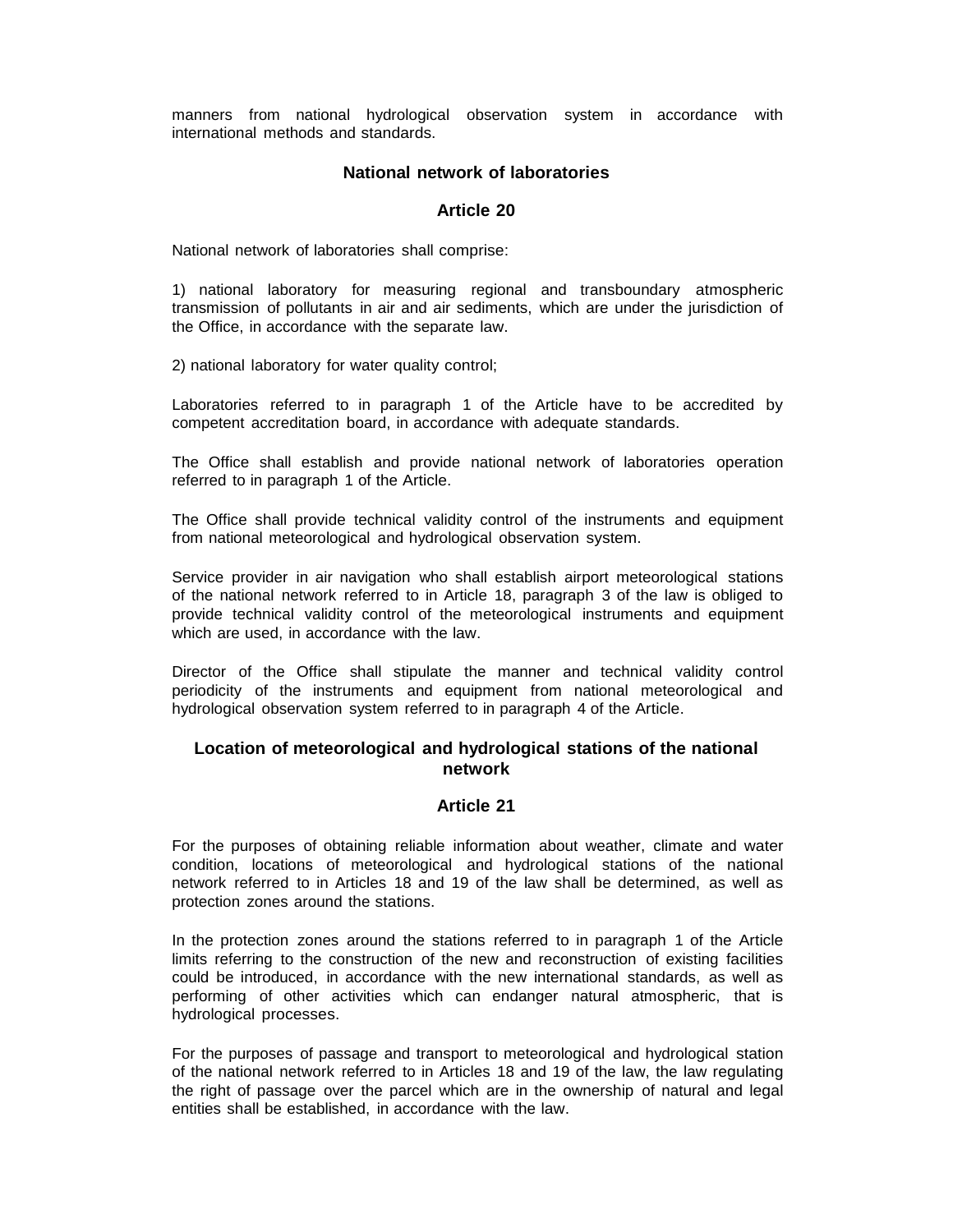manners from national hydrological observation system in accordance with international methods and standards.

### National network of laboratories

### Article 20

National network of laboratories shall comprise:

1) national laboratory for measuring regional and transboundary atmospheric transmission of pollutants in air and air sediments, which are under the jurisdiction of the Office, in accordance with the separate law.

2) national laboratory for water quality control;

Laboratories referred to in paragraph 1 of the Article have to be accredited by competent accreditation board, in accordance with adequate standards.

The Office shall establish and provide national network of laboratories operation referred to in paragraph 1 of the Article.

The Office shall provide technical validity control of the instruments and equipment from national meteorological and hydrological observation system.

Service provider in air navigation who shall establish airport meteorological stations of the national network referred to in Article 18, paragraph 3 of the law is obliged to provide technical validity control of the meteorological instruments and equipment which are used, in accordance with the law.

Director of the Office shall stipulate the manner and technical validity control periodicity of the instruments and equipment from national meteorological and hydrological observation system referred to in paragraph 4 of the Article.

### Location of meteorological and hydrological stations of the national network

### Article 21

For the purposes of obtaining reliable information about weather, climate and water condition, locations of meteorological and hydrological stations of the national network referred to in Articles 18 and 19 of the law shall be determined, as well as protection zones around the stations.

In the protection zones around the stations referred to in paragraph 1 of the Article limits referring to the construction of the new and reconstruction of existing facilities could be introduced, in accordance with the new international standards, as well as performing of other activities which can endanger natural atmospheric, that is hydrological processes.

For the purposes of passage and transport to meteorological and hydrological station of the national network referred to in Articles 18 and 19 of the law, the law regulating the right of passage over the parcel which are in the ownership of natural and legal entities shall be established, in accordance with the law.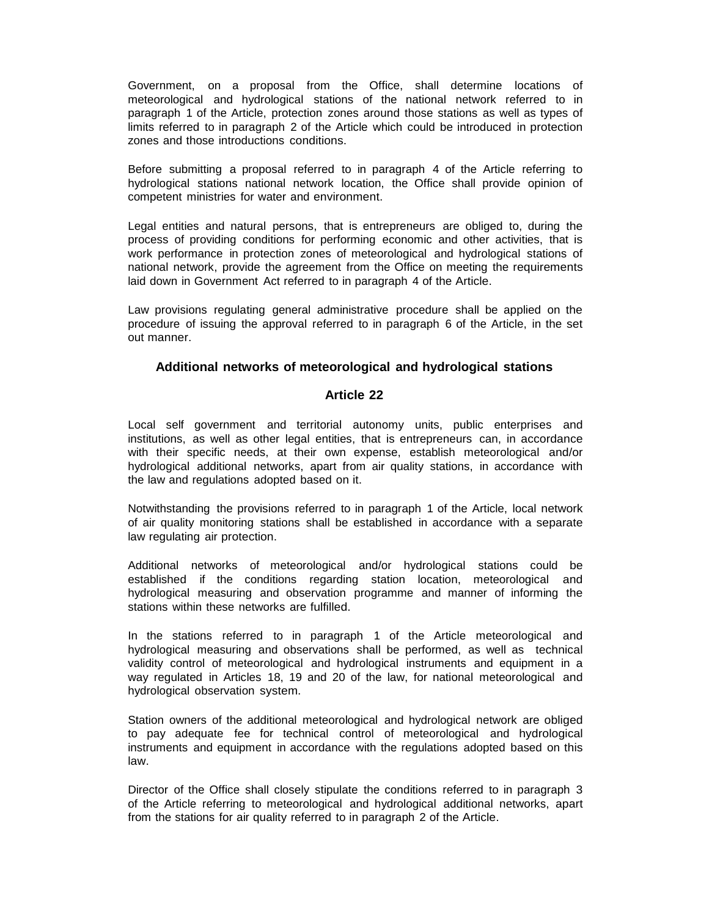Government, on a proposal from the Office, shall determine locations of meteorological and hydrological stations of the national network referred to in paragraph 1 of the Article, protection zones around those stations as well as types of limits referred to in paragraph 2 of the Article which could be introduced in protection zones and those introductions conditions.

Before submitting a proposal referred to in paragraph 4 of the Article referring to hydrological stations national network location, the Office shall provide opinion of competent ministries for water and environment.

Legal entities and natural persons, that is entrepreneurs are obliged to, during the process of providing conditions for performing economic and other activities, that is work performance in protection zones of meteorological and hydrological stations of national network, provide the agreement from the Office on meeting the requirements laid down in Government Act referred to in paragraph 4 of the Article.

Law provisions regulating general administrative procedure shall be applied on the procedure of issuing the approval referred to in paragraph 6 of the Article, in the set out manner.

### Additional networks of meteorological and hydrological stations

### Article 22

Local self government and territorial autonomy units, public enterprises and institutions, as well as other legal entities, that is entrepreneurs can, in accordance with their specific needs, at their own expense, establish meteorological and/or hydrological additional networks, apart from air quality stations, in accordance with the law and regulations adopted based on it.

Notwithstanding the provisions referred to in paragraph 1 of the Article, local network of air quality monitoring stations shall be established in accordance with a separate law regulating air protection.

Additional networks of meteorological and/or hydrological stations could be established if the conditions regarding station location, meteorological and hydrological measuring and observation programme and manner of informing the stations within these networks are fulfilled.

In the stations referred to in paragraph 1 of the Article meteorological and hydrological measuring and observations shall be performed, as well as technical validity control of meteorological and hydrological instruments and equipment in a way regulated in Articles 18, 19 and 20 of the law, for national meteorological and hydrological observation system.

Station owners of the additional meteorological and hydrological network are obliged to pay adequate fee for technical control of meteorological and hydrological instruments and equipment in accordance with the regulations adopted based on this law.

Director of the Office shall closely stipulate the conditions referred to in paragraph 3 of the Article referring to meteorological and hydrological additional networks, apart from the stations for air quality referred to in paragraph 2 of the Article.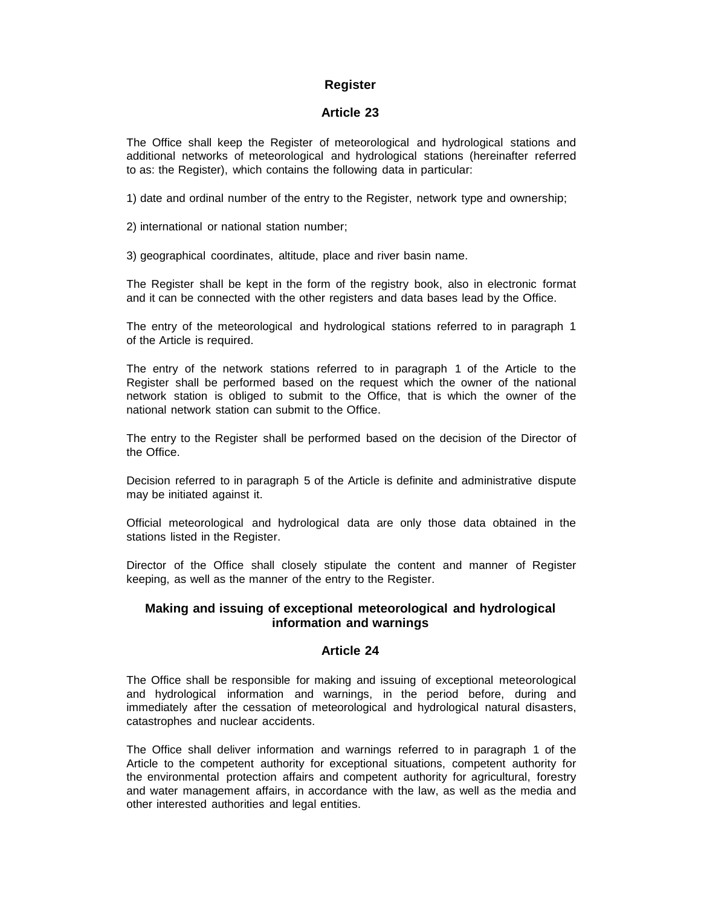## Register

### Article 23

The Office shall keep the Register of meteorological and hydrological stations and additional networks of meteorological and hydrological stations (hereinafter referred to as: the Register), which contains the following data in particular:

1) date and ordinal number of the entry to the Register, network type and ownership;

2) international or national station number;

3) geographical coordinates, altitude, place and river basin name.

The Register shall be kept in the form of the registry book, also in electronic format and it can be connected with the other registers and data bases lead by the Office.

The entry of the meteorological and hydrological stations referred to in paragraph 1 of the Article is required.

The entry of the network stations referred to in paragraph 1 of the Article to the Register shall be performed based on the request which the owner of the national network station is obliged to submit to the Office, that is which the owner of the national network station can submit to the Office.

The entry to the Register shall be performed based on the decision of the Director of the Office.

Decision referred to in paragraph 5 of the Article is definite and administrative dispute may be initiated against it.

Official meteorological and hydrological data are only those data obtained in the stations listed in the Register.

Director of the Office shall closely stipulate the content and manner of Register keeping, as well as the manner of the entry to the Register.

## Making and issuing of exceptional meteorological and hydrological information and warnings

### Article 24

The Office shall be responsible for making and issuing of exceptional meteorological and hydrological information and warnings, in the period before, during and immediately after the cessation of meteorological and hydrological natural disasters, catastrophes and nuclear accidents.

The Office shall deliver information and warnings referred to in paragraph 1 of the Article to the competent authority for exceptional situations, competent authority for the environmental protection affairs and competent authority for agricultural, forestry and water management affairs, in accordance with the law, as well as the media and other interested authorities and legal entities.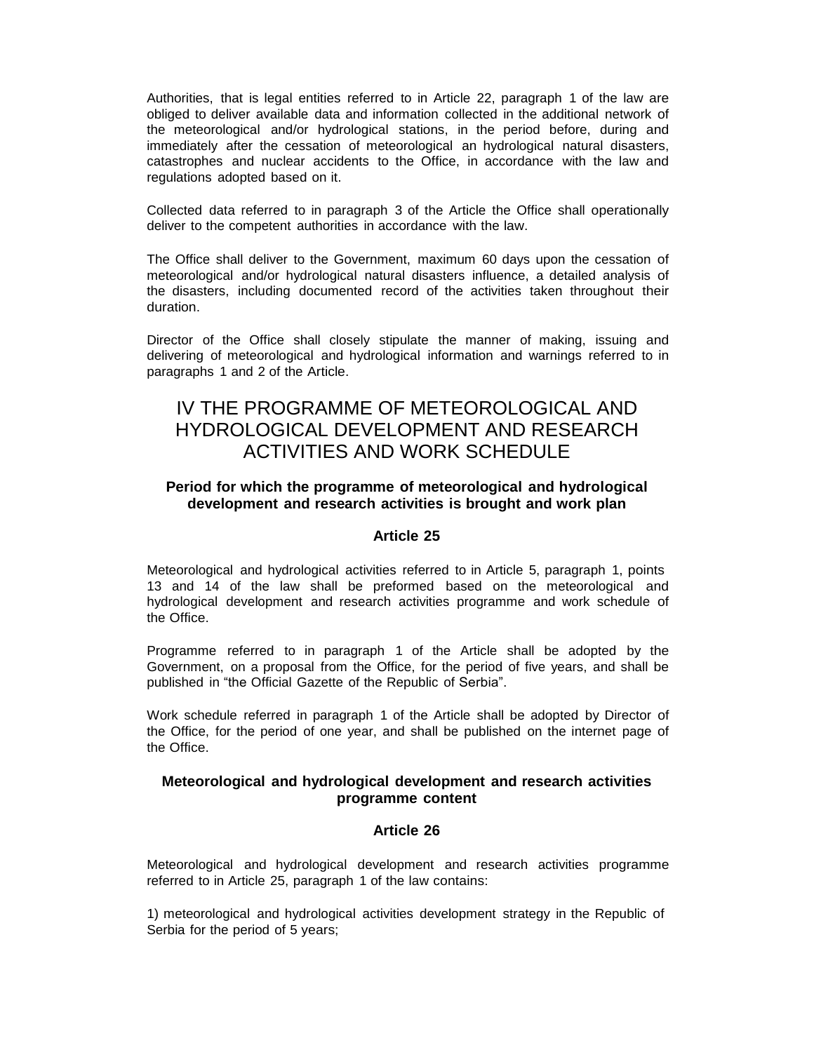Authorities, that is legal entities referred to in Article 22, paragraph 1 of the law are obliged to deliver available data and information collected in the additional network of the meteorological and/or hydrological stations, in the period before, during and immediately after the cessation of meteorological an hydrological natural disasters, catastrophes and nuclear accidents to the Office, in accordance with the law and regulations adopted based on it.

Collected data referred to in paragraph 3 of the Article the Office shall operationally deliver to the competent authorities in accordance with the law.

The Office shall deliver to the Government, maximum 60 days upon the cessation of meteorological and/or hydrological natural disasters influence, a detailed analysis of the disasters, including documented record of the activities taken throughout their duration.

Director of the Office shall closely stipulate the manner of making, issuing and delivering of meteorological and hydrological information and warnings referred to in paragraphs 1 and 2 of the Article.

# IV THE PROGRAMME OF METEOROLOGICAL AND HYDROLOGICAL DEVELOPMENT AND RESEARCH ACTIVITIES AND WORK SCHEDULE

### Period for which the programme of meteorological and hydrological development and research activities is brought and work plan

### Article 25

Meteorological and hydrological activities referred to in Article 5, paragraph 1, points 13 and 14 of the law shall be preformed based on the meteorological and hydrological development and research activities programme and work schedule of the Office.

Programme referred to in paragraph 1 of the Article shall be adopted by the Government, on a proposal from the Office, for the period of five years, and shall be published in “the Official Gazette of the Republic of Serbia”.

Work schedule referred in paragraph 1 of the Article shall be adopted by Director of the Office, for the period of one year, and shall be published on the internet page of the Office.

### Meteorological and hydrological development and research activities programme content

### Article 26

Meteorological and hydrological development and research activities programme referred to in Article 25, paragraph 1 of the law contains:

1) meteorological and hydrological activities development strategy in the Republic of Serbia for the period of 5 years;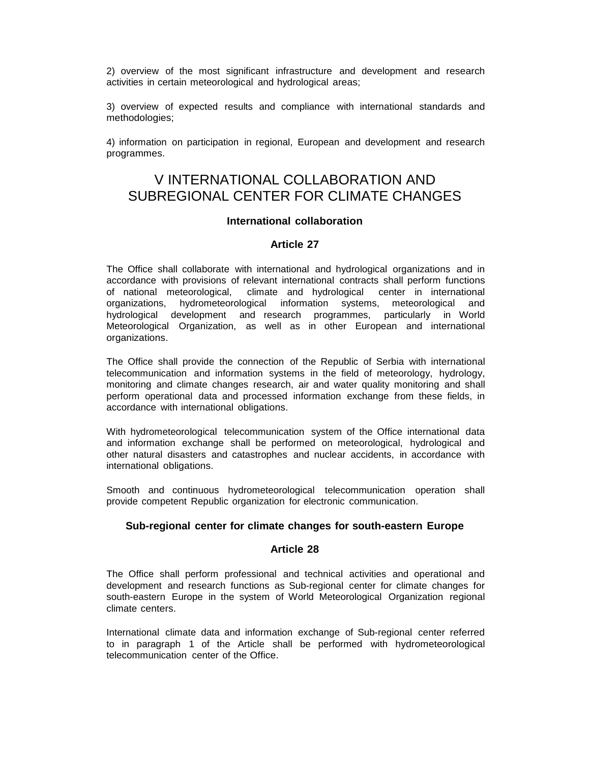2) overview of the most significant infrastructure and development and research activities in certain meteorological and hydrological areas;

3) overview of expected results and compliance with international standards and methodologies;

4) information on participation in regional, European and development and research programmes.

## V INTERNATIONAL COLLABORATION AND SUBREGIONAL CENTER FOR CLIMATE CHANGES

### International collaboration

### Article 27

The Office shall collaborate with international and hydrological organizations and in accordance with provisions of relevant international contracts shall perform functions of national meteorological, climate and hydrological center in international organizations, hydrometeorological information systems, meteorological and hydrological development and research programmes, particularly in World Meteorological Organization, as well as in other European and international organizations.

The Office shall provide the connection of the Republic of Serbia with international telecommunication and information systems in the field of meteorology, hydrology, monitoring and climate changes research, air and water quality monitoring and shall perform operational data and processed information exchange from these fields, in accordance with international obligations.

With hydrometeorological telecommunication system of the Office international data and information exchange shall be performed on meteorological, hydrological and other natural disasters and catastrophes and nuclear accidents, in accordance with international obligations.

Smooth and continuous hydrometeorological telecommunication operation shall provide competent Republic organization for electronic communication.

### Sub-regional center for climate changes for south-eastern Europe

### Article 28

The Office shall perform professional and technical activities and operational and development and research functions as Sub-regional center for climate changes for south-eastern Europe in the system of World Meteorological Organization regional climate centers.

International climate data and information exchange of Sub-regional center referred to in paragraph 1 of the Article shall be performed with hydrometeorological telecommunication center of the Office.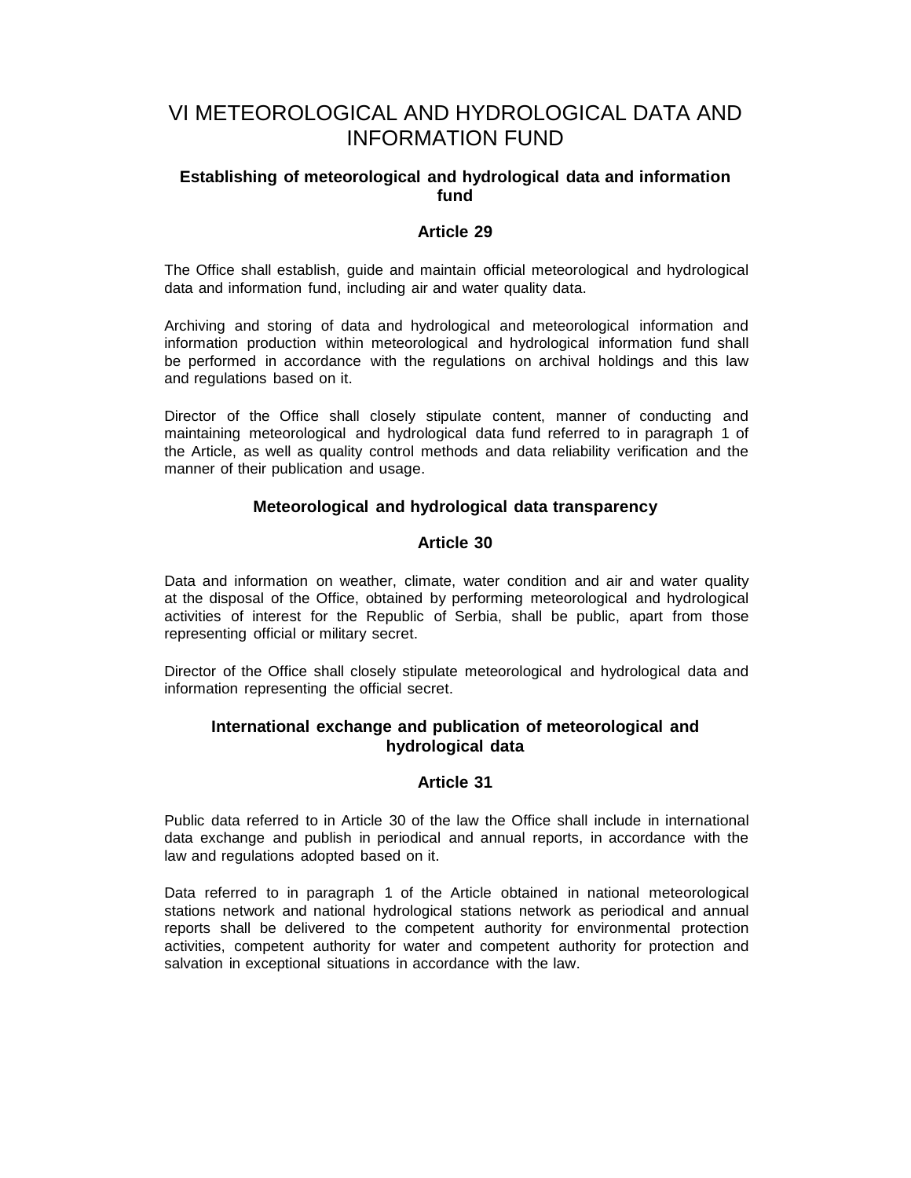# VI METEOROLOGICAL AND HYDROLOGICAL DATA AND INFORMATION FUND

### Establishing of meteorological and hydrological data and information fund

### Article 29

The Office shall establish, guide and maintain official meteorological and hydrological data and information fund, including air and water quality data.

Archiving and storing of data and hydrological and meteorological information and information production within meteorological and hydrological information fund shall be performed in accordance with the regulations on archival holdings and this law and regulations based on it.

Director of the Office shall closely stipulate content, manner of conducting and maintaining meteorological and hydrological data fund referred to in paragraph 1 of the Article, as well as quality control methods and data reliability verification and the manner of their publication and usage.

### Meteorological and hydrological data transparency

### Article 30

Data and information on weather, climate, water condition and air and water quality at the disposal of the Office, obtained by performing meteorological and hydrological activities of interest for the Republic of Serbia, shall be public, apart from those representing official or military secret.

Director of the Office shall closely stipulate meteorological and hydrological data and information representing the official secret.

### International exchange and publication of meteorological and hydrological data

### Article 31

Public data referred to in Article 30 of the law the Office shall include in international data exchange and publish in periodical and annual reports, in accordance with the law and regulations adopted based on it.

Data referred to in paragraph 1 of the Article obtained in national meteorological stations network and national hydrological stations network as periodical and annual reports shall be delivered to the competent authority for environmental protection activities, competent authority for water and competent authority for protection and salvation in exceptional situations in accordance with the law.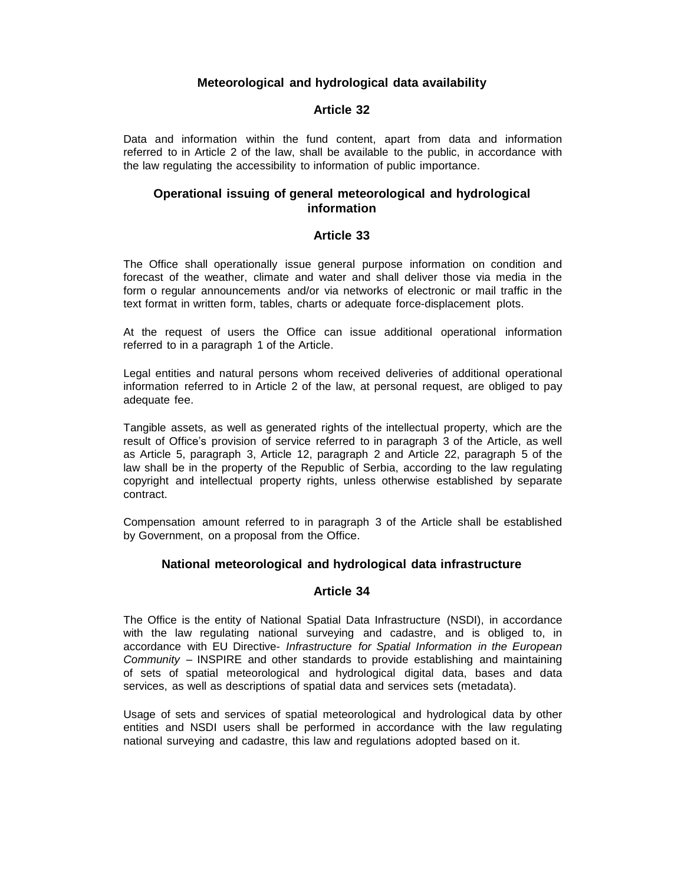## Meteorological and hydrological data availability

## Article 32

Data and information within the fund content, apart from data and information referred to in Article 2 of the law, shall be available to the public, in accordance with the law regulating the accessibility to information of public importance.

## Operational issuing of general meteorological and hydrological information

## Article 33

The Office shall operationally issue general purpose information on condition and forecast of the weather, climate and water and shall deliver those via media in the form o regular announcements and/or via networks of electronic or mail traffic in the text format in written form, tables, charts or adequate force-displacement plots.

At the request of users the Office can issue additional operational information referred to in a paragraph 1 of the Article.

Legal entities and natural persons whom received deliveries of additional operational information referred to in Article 2 of the law, at personal request, are obliged to pay adequate fee.

Tangible assets, as well as generated rights of the intellectual property, which are the result of Office's provision of service referred to in paragraph 3 of the Article, as well as Article 5, paragraph 3, Article 12, paragraph 2 and Article 22, paragraph 5 of the law shall be in the property of the Republic of Serbia, according to the law regulating copyright and intellectual property rights, unless otherwise established by separate contract.

Compensation amount referred to in paragraph 3 of the Article shall be established by Government, on a proposal from the Office.

## National meteorological and hydrological data infrastructure

## Article 34

The Office is the entity of National Spatial Data Infrastructure (NSDI), in accordance with the law regulating national surveying and cadastre, and is obliged to, in accordance with EU Directive- *Infrastructure for Spatial Information in the European Community* – INSPIRE and other standards to provide establishing and maintaining of sets of spatial meteorological and hydrological digital data, bases and data services, as well as descriptions of spatial data and services sets (metadata).

Usage of sets and services of spatial meteorological and hydrological data by other entities and NSDI users shall be performed in accordance with the law regulating national surveying and cadastre, this law and regulations adopted based on it.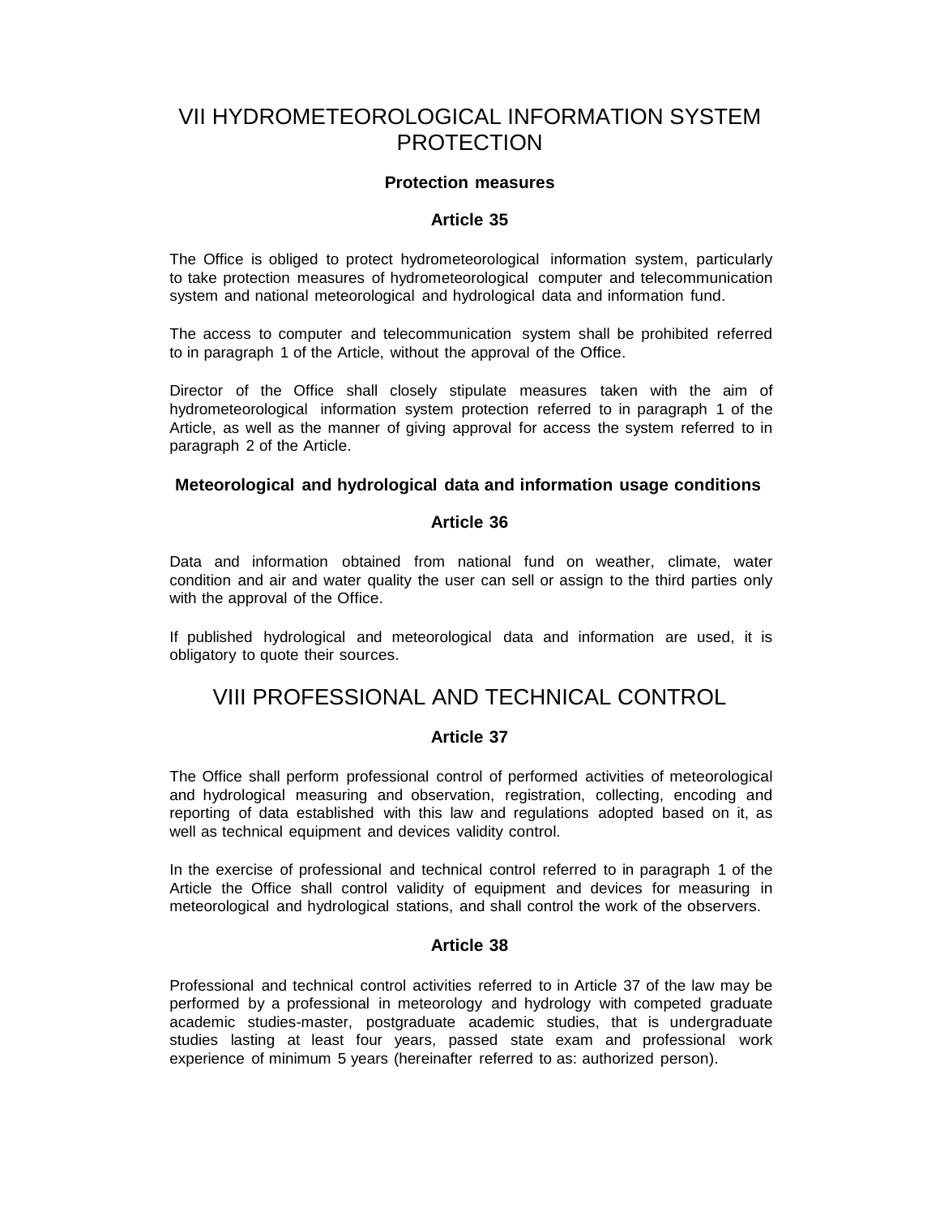## VII HYDROMETEOROLOGICAL INFORMATION SYSTEM PROTECTION

**Protection measures**

**Article 35**

The Office is obliged to protect hydrometeorological information system, particularly to take protection measures of hydrometeorological computer and telecommunication system and national meteorological and hydrological data and information fund.

The access to computer and telecommunication system shall be prohibited referred to in paragraph 1 of the Article, without the approval of the Office.

Director of the Office shall closely stipulate measures taken with the aim of hydrometeorological information system protection referred to in paragraph 1 of the Article, as well as the manner of giving approval for access the system referred to in paragraph 2 of the Article.

**Meteorological and hydrological data and information usage conditions**

**Article 36**

Data and information obtained from national fund on weather, climate, water condition and air and water quality the user can sell or assign to the third parties only with the approval of the Office.

If published hydrological and meteorological data and information are used, it is obligatory to quote their sources.

## VIII PROFESSIONAL AND TECHNICAL CONTROL

**Article 37**

The Office shall perform professional control of performed activities of meteorological and hydrological measuring and observation, registration, collecting, encoding and reporting of data established with this law and regulations adopted based on it, as well as technical equipment and devices validity control.

In the exercise of professional and technical control referred to in paragraph 1 of the Article the Office shall control validity of equipment and devices for measuring in meteorological and hydrological stations, and shall control the work of the observers.

**Article 38**

Professional and technical control activities referred to in Article 37 of the law may be performed by a professional in meteorology and hydrology with competed graduate academic studies-master, postgraduate academic studies, that is undergraduate studies lasting at least four years, passed state exam and professional work experience of minimum 5 years (hereinafter referred to as: authorized person).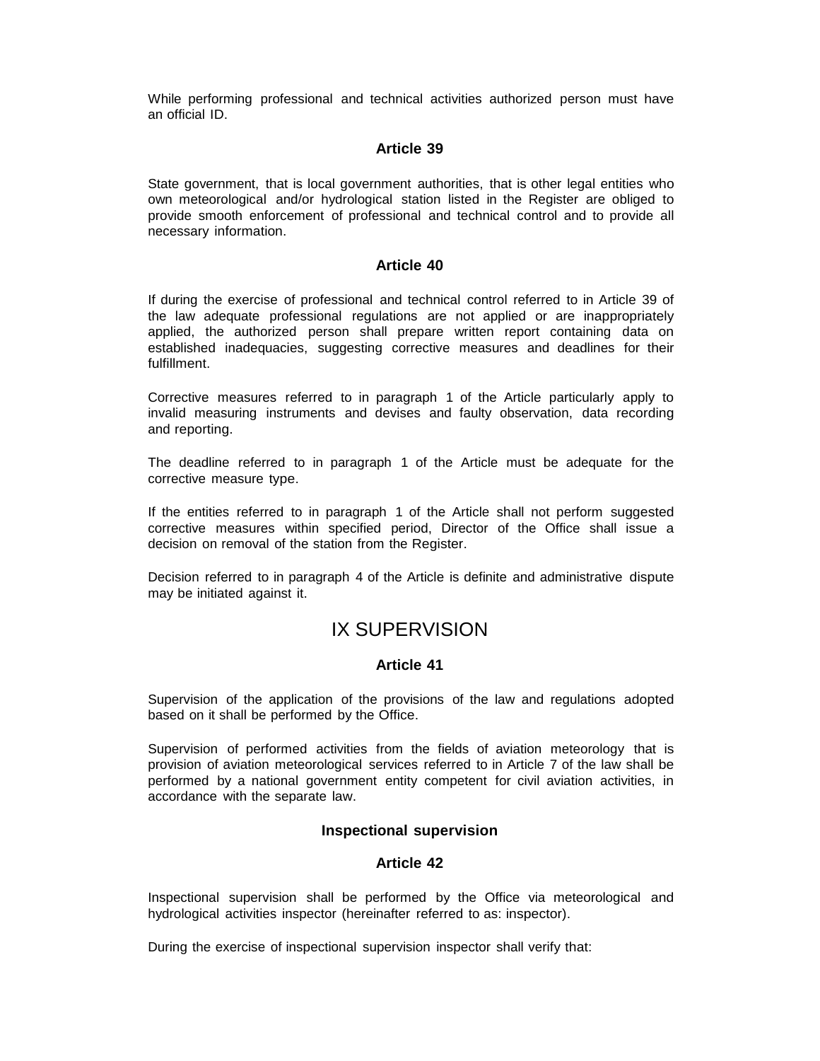While performing professional and technical activities authorized person must have an official ID.

### Article 39

State government, that is local government authorities, that is other legal entities who own meteorological and/or hydrological station listed in the Register are obliged to provide smooth enforcement of professional and technical control and to provide all necessary information.

### Article 40

If during the exercise of professional and technical control referred to in Article 39 of the law adequate professional regulations are not applied or are inappropriately applied, the authorized person shall prepare written report containing data on established inadequacies, suggesting corrective measures and deadlines for their fulfillment.

Corrective measures referred to in paragraph 1 of the Article particularly apply to invalid measuring instruments and devises and faulty observation, data recording and reporting.

The deadline referred to in paragraph 1 of the Article must be adequate for the corrective measure type.

If the entities referred to in paragraph 1 of the Article shall not perform suggested corrective measures within specified period, Director of the Office shall issue a decision on removal of the station from the Register.

Decision referred to in paragraph 4 of the Article is definite and administrative dispute may be initiated against it.

## IX SUPERVISION

### Article 41

Supervision of the application of the provisions of the law and regulations adopted based on it shall be performed by the Office.

Supervision of performed activities from the fields of aviation meteorology that is provision of aviation meteorological services referred to in Article 7 of the law shall be performed by a national government entity competent for civil aviation activities, in accordance with the separate law.

### Inspectional supervision

### Article 42

Inspectional supervision shall be performed by the Office via meteorological and hydrological activities inspector (hereinafter referred to as: inspector).

During the exercise of inspectional supervision inspector shall verify that: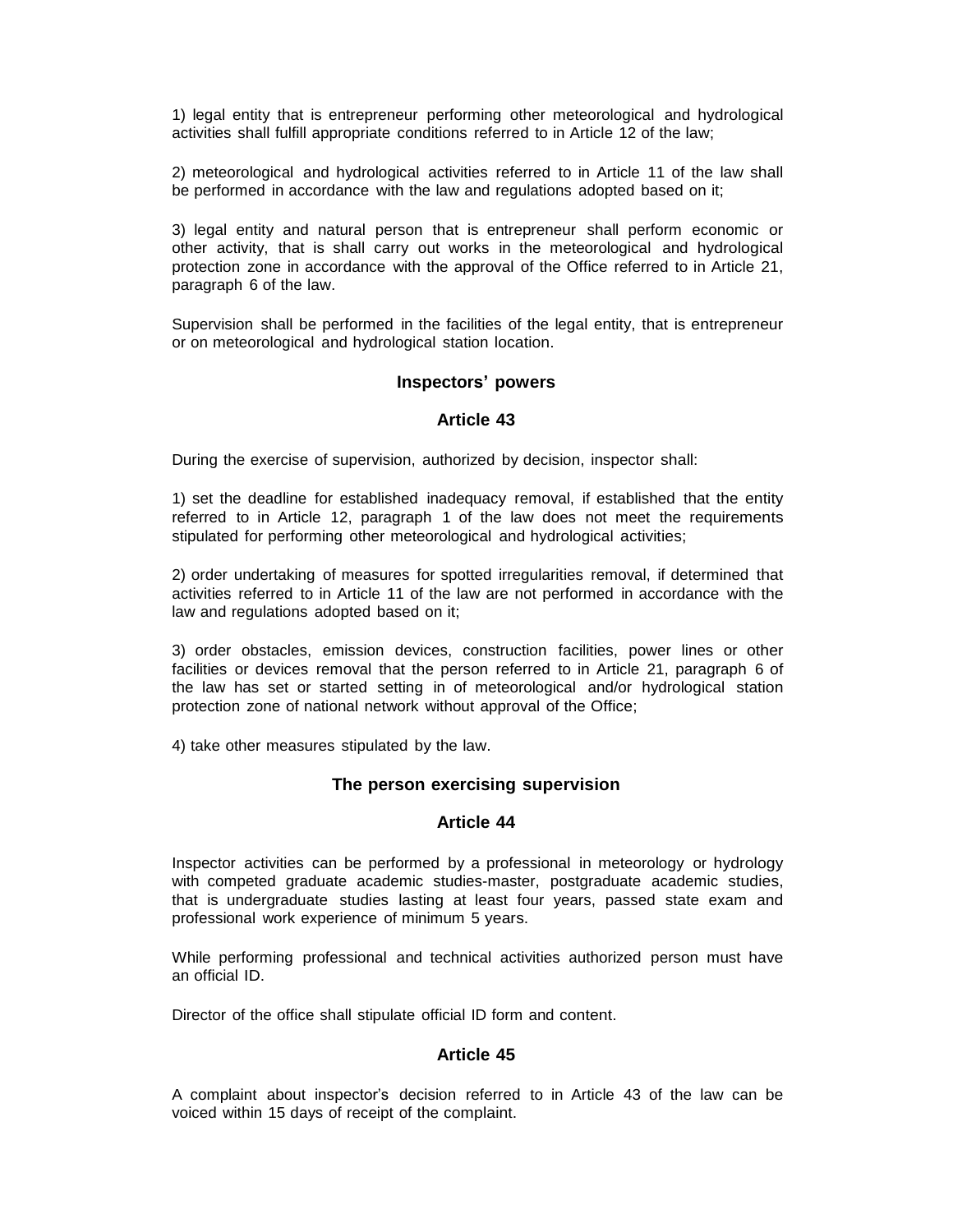1) legal entity that is entrepreneur performing other meteorological and hydrological activities shall fulfill appropriate conditions referred to in Article 12 of the law;

2) meteorological and hydrological activities referred to in Article 11 of the law shall be performed in accordance with the law and regulations adopted based on it;

3) legal entity and natural person that is entrepreneur shall perform economic or other activity, that is shall carry out works in the meteorological and hydrological protection zone in accordance with the approval of the Office referred to in Article 21, paragraph 6 of the law.

Supervision shall be performed in the facilities of the legal entity, that is entrepreneur or on meteorological and hydrological station location.

### Inspectors' powers

### Article 43

During the exercise of supervision, authorized by decision, inspector shall:

1) set the deadline for established inadequacy removal, if established that the entity referred to in Article 12, paragraph 1 of the law does not meet the requirements stipulated for performing other meteorological and hydrological activities;

2) order undertaking of measures for spotted irregularities removal, if determined that activities referred to in Article 11 of the law are not performed in accordance with the law and regulations adopted based on it;

3) order obstacles, emission devices, construction facilities, power lines or other facilities or devices removal that the person referred to in Article 21, paragraph 6 of the law has set or started setting in of meteorological and/or hydrological station protection zone of national network without approval of the Office;

4) take other measures stipulated by the law.

### The person exercising supervision

### Article 44

Inspector activities can be performed by a professional in meteorology or hydrology with competed graduate academic studies-master, postgraduate academic studies, that is undergraduate studies lasting at least four years, passed state exam and professional work experience of minimum 5 years.

While performing professional and technical activities authorized person must have an official ID.

Director of the office shall stipulate official ID form and content.

### Article 45

A complaint about inspector's decision referred to in Article 43 of the law can be voiced within 15 days of receipt of the complaint.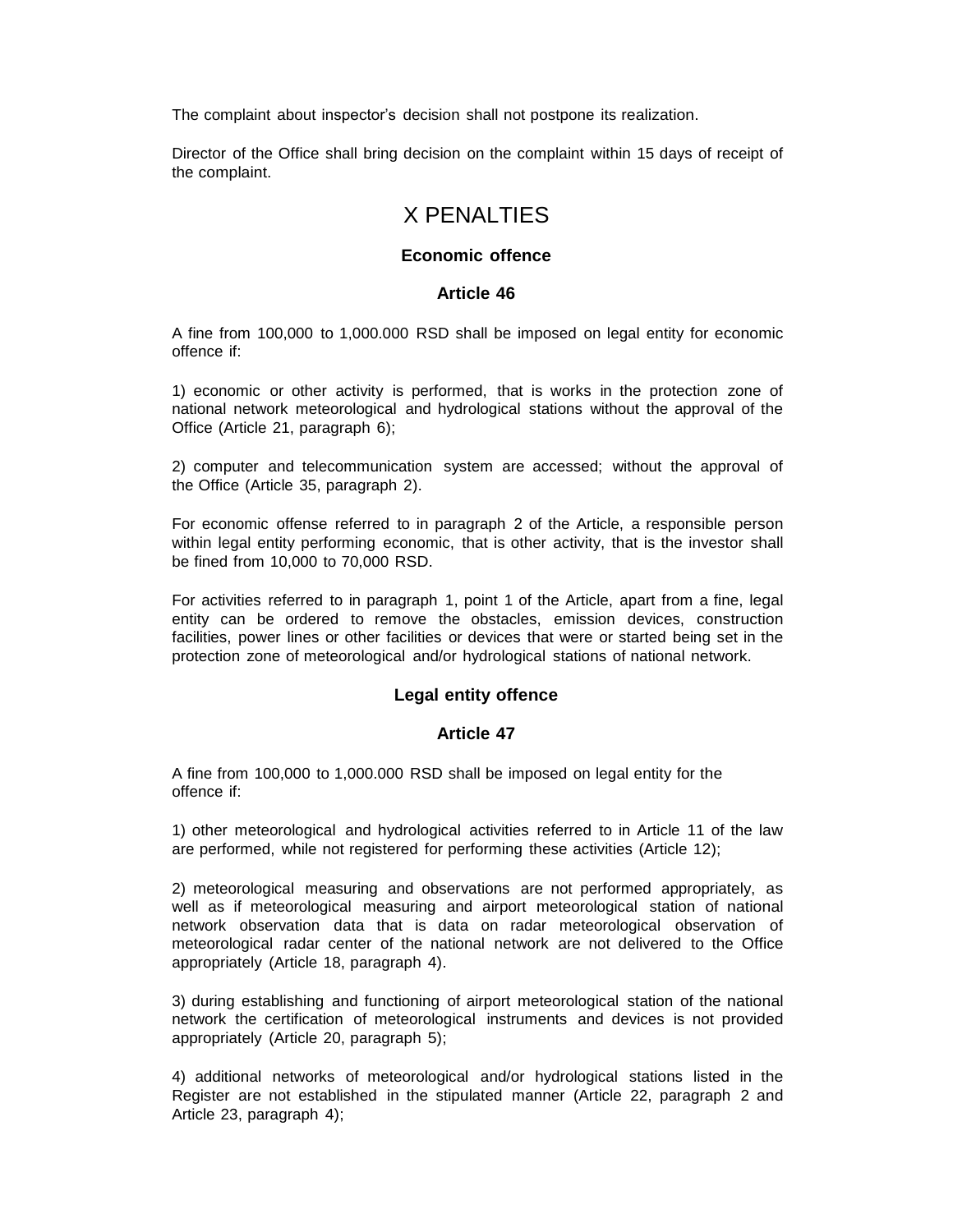The complaint about inspector's decision shall not postpone its realization.

Director of the Office shall bring decision on the complaint within 15 days of receipt of the complaint.

# X PENALTIES

### Economic offence

### Article 46

A fine from 100,000 to 1,000.000 RSD shall be imposed on legal entity for economic offence if:

1) economic or other activity is performed, that is works in the protection zone of national network meteorological and hydrological stations without the approval of the Office (Article 21, paragraph 6);

2) computer and telecommunication system are accessed; without the approval of the Office (Article 35, paragraph 2).

For economic offense referred to in paragraph 2 of the Article, a responsible person within legal entity performing economic, that is other activity, that is the investor shall be fined from 10,000 to 70,000 RSD.

For activities referred to in paragraph 1, point 1 of the Article, apart from a fine, legal entity can be ordered to remove the obstacles, emission devices, construction facilities, power lines or other facilities or devices that were or started being set in the protection zone of meteorological and/or hydrological stations of national network.

### Legal entity offence

### Article 47

A fine from 100,000 to 1,000.000 RSD shall be imposed on legal entity for the offence if:

1) other meteorological and hydrological activities referred to in Article 11 of the law are performed, while not registered for performing these activities (Article 12);

2) meteorological measuring and observations are not performed appropriately, as well as if meteorological measuring and airport meteorological station of national network observation data that is data on radar meteorological observation of meteorological radar center of the national network are not delivered to the Office appropriately (Article 18, paragraph 4).

3) during establishing and functioning of airport meteorological station of the national network the certification of meteorological instruments and devices is not provided appropriately (Article 20, paragraph 5);

4) additional networks of meteorological and/or hydrological stations listed in the Register are not established in the stipulated manner (Article 22, paragraph 2 and Article 23, paragraph 4);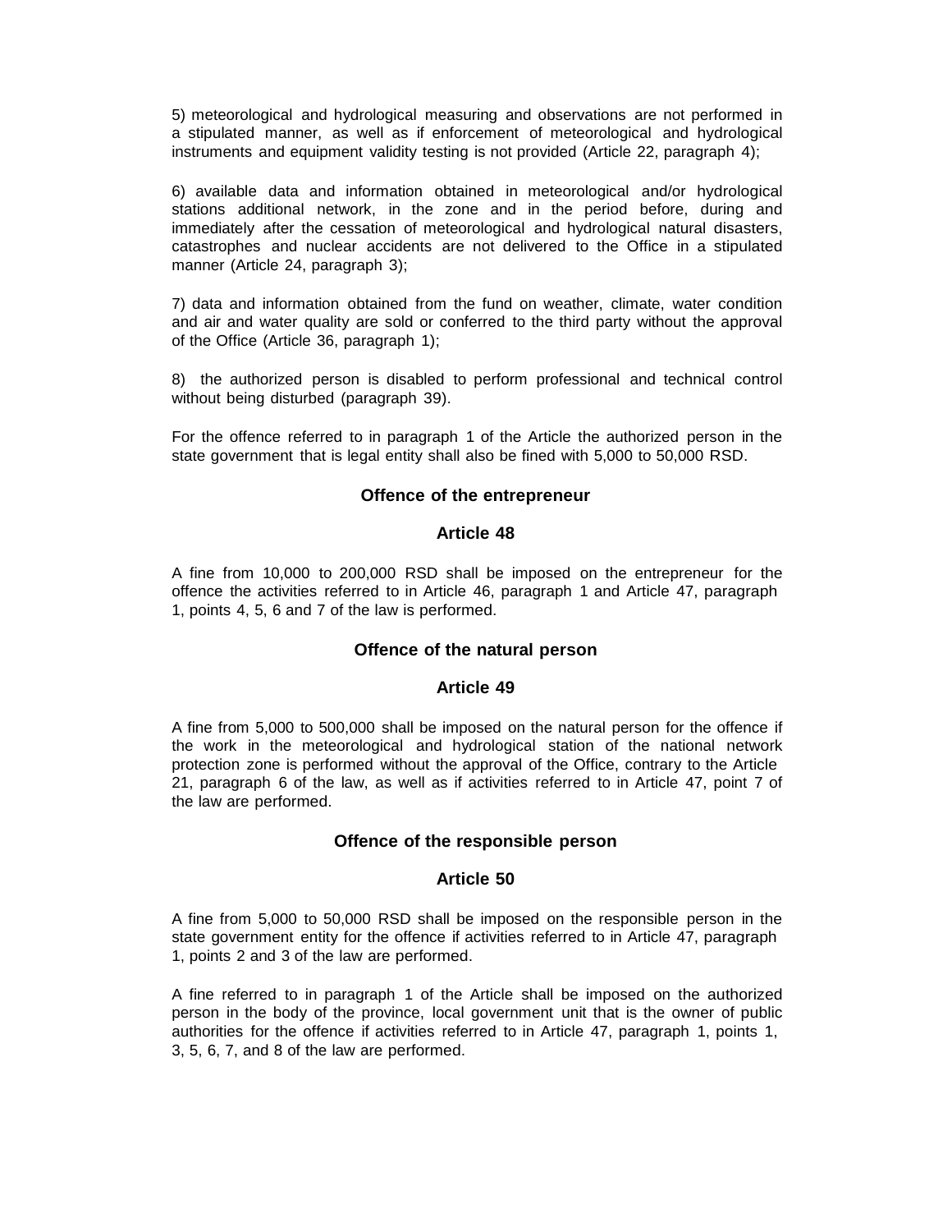5) meteorological and hydrological measuring and observations are not performed in a stipulated manner, as well as if enforcement of meteorological and hydrological instruments and equipment validity testing is not provided (Article 22, paragraph 4);

6) available data and information obtained in meteorological and/or hydrological stations additional network, in the zone and in the period before, during and immediately after the cessation of meteorological and hydrological natural disasters, catastrophes and nuclear accidents are not delivered to the Office in a stipulated manner (Article 24, paragraph 3);

7) data and information obtained from the fund on weather, climate, water condition and air and water quality are sold or conferred to the third party without the approval of the Office (Article 36, paragraph 1);

8) the authorized person is disabled to perform professional and technical control without being disturbed (paragraph 39).

For the offence referred to in paragraph 1 of the Article the authorized person in the state government that is legal entity shall also be fined with 5,000 to 50,000 RSD.

### Offence of the entrepreneur

### Article 48

A fine from 10,000 to 200,000 RSD shall be imposed on the entrepreneur for the offence the activities referred to in Article 46, paragraph 1 and Article 47, paragraph 1, points 4, 5, 6 and 7 of the law is performed.

### Offence of the natural person

### Article 49

A fine from 5,000 to 500,000 shall be imposed on the natural person for the offence if the work in the meteorological and hydrological station of the national network protection zone is performed without the approval of the Office, contrary to the Article 21, paragraph 6 of the law, as well as if activities referred to in Article 47, point 7 of the law are performed.

### Offence of the responsible person

### Article 50

A fine from 5,000 to 50,000 RSD shall be imposed on the responsible person in the state government entity for the offence if activities referred to in Article 47, paragraph 1, points 2 and 3 of the law are performed.

A fine referred to in paragraph 1 of the Article shall be imposed on the authorized person in the body of the province, local government unit that is the owner of public authorities for the offence if activities referred to in Article 47, paragraph 1, points 1, 3, 5, 6, 7, and 8 of the law are performed.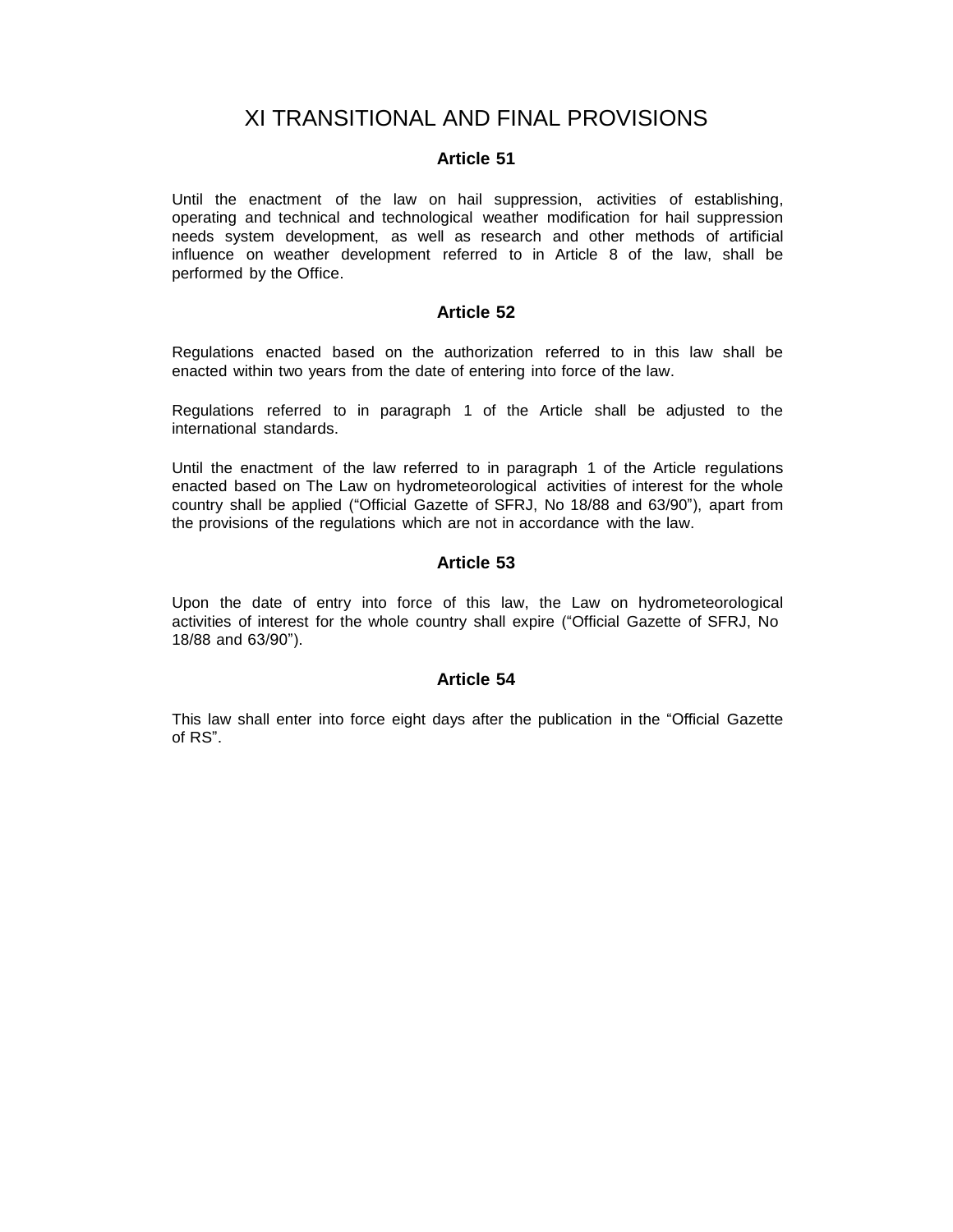# XI TRANSITIONAL AND FINAL PROVISIONS

### Article 51

Until the enactment of the law on hail suppression, activities of establishing, operating and technical and technological weather modification for hail suppression needs system development, as well as research and other methods of artificial influence on weather development referred to in Article 8 of the law, shall be performed by the Office.

### Article 52

Regulations enacted based on the authorization referred to in this law shall be enacted within two years from the date of entering into force of the law.

Regulations referred to in paragraph 1 of the Article shall be adjusted to the international standards.

Until the enactment of the law referred to in paragraph 1 of the Article regulations enacted based on The Law on hydrometeorological activities of interest for the whole country shall be applied ("Official Gazette of SFRJ, No 18/88 and 63/90"), apart from the provisions of the regulations which are not in accordance with the law.

### Article 53

Upon the date of entry into force of this law, the Law on hydrometeorological activities of interest for the whole country shall expire ("Official Gazette of SFRJ, No 18/88 and 63/90").

### Article 54

This law shall enter into force eight days after the publication in the "Official Gazette of RS".